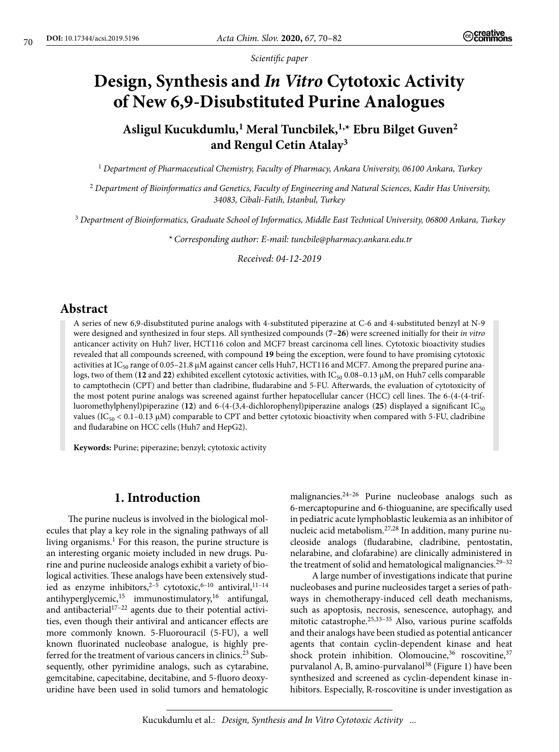*Scientific paper*

# Design, Synthesis and *In Vitro* Cytotoxic Activity of New 6,9-Disubstituted Purine Analogues

**Asligul Kucukdumlu,[1] Meral Tuncbilek,[1,*] Ebru Bilget Guven[2] and Rengul Cetin Atalay[3]**

[1] *Department of Pharmaceutical Chemistry, Faculty of Pharmacy, Ankara University, 06100 Ankara, Turkey*

[2] *Department of Bioinformatics and Genetics, Faculty of Engineering and Natural Sciences, Kadir Has University, 34083, Cibali-Fatih, Istanbul, Turkey*

[3] *Department of Bioinformatics, Graduate School of Informatics, Middle East Technical University, 06800 Ankara, Turkey*

*\* Corresponding author: E-mail: tuncbile@pharmacy.ankara.edu.tr*

*Received: 04-12-2019*

## Abstract

A series of new 6,9-disubstituted purine analogs with 4-substituted piperazine at C-6 and 4-substituted benzyl at N-9 were designed and synthesized in four steps. All synthesized compounds (**7**–**26**) were screened initially for their *in vitro* anticancer activity on Huh7 liver, HCT116 colon and MCF7 breast carcinoma cell lines. Cytotoxic bioactivity studies revealed that all compounds screened, with compound **19** being the exception, were found to have promising cytotoxic activities at $IC_{50}$ range of 0.05–21.8 μM against cancer cells Huh7, HCT116 and MCF7. Among the prepared purine analogs, two of them (**12** and **22**) exhibited excellent cytotoxic activities, with $IC_{50}$ 0.08–0.13 μM, on Huh7 cells comparable to camptothecin (CPT) and better than cladribine, fludarabine and 5-FU. Afterwards, the evaluation of cytotoxicity of the most potent purine analogs was screened against further hepatocellular cancer (HCC) cell lines. The 6-(4-(4-trifluoromethylphenyl)piperazine (**12**) and 6-(4-(3,4-dichlorophenyl)piperazine analogs (**25**) displayed a significant $IC_{50}$ values ($IC_{50}$ < 0.1–0.13 μM) comparable to CPT and better cytotoxic bioactivity when compared with 5-FU, cladribine and fludarabine on HCC cells (Huh7 and HepG2).

**Keywords:** Purine; piperazine; benzyl; cytotoxic activity

## 1. Introduction

The purine nucleus is involved in the biological molecules that play a key role in the signaling pathways of all living organisms.[1] For this reason, the purine structure is an interesting organic moiety included in new drugs. Purine and purine nucleoside analogs exhibit a variety of biological activities. These analogs have been extensively studied as enzyme inhibitors,[2–5] cytotoxic,[6–10] antiviral,[11–14] antihyperglycemic,[15] immunostimulatory,[16] antifungal, and antibacterial[17–22] agents due to their potential activities, even though their antiviral and anticancer effects are more commonly known. 5-Fluorouracil (5-FU), a well known fluorinated nucleobase analogue, is highly preferred for the treatment of various cancers in clinics.[23] Subsequently, other pyrimidine analogs, such as cytarabine, gemcitabine, capecitabine, decitabine, and 5-fluoro deoxyuridine have been used in solid tumors and hematologic malignancies.[24–26] Purine nucleobase analogs such as 6-mercaptopurine and 6-thioguanine, are specifically used in pediatric acute lymphoblastic leukemia as an inhibitor of nucleic acid metabolism.[27,28] In addition, many purine nucleoside analogs (fludarabine, cladribine, pentostatin, nelarabine, and clofarabine) are clinically administered in the treatment of solid and hematological malignancies.[29–32]

A large number of investigations indicate that purine nucleobases and purine nucleosides target a series of pathways in chemotherapy-induced cell death mechanisms, such as apoptosis, necrosis, senescence, autophagy, and mitotic catastrophe.[25,33–35] Also, various purine scaffolds and their analogs have been studied as potential anticancer agents that contain cyclin-dependent kinase and heat shock protein inhibition. Olomoucine,[36] roscovitine,[37] purvalanol A, B, amino-purvalanol[38] (Figure 1) have been synthesized and screened as cyclin-dependent kinase inhibitors. Especially, R-roscovitine is under investigation as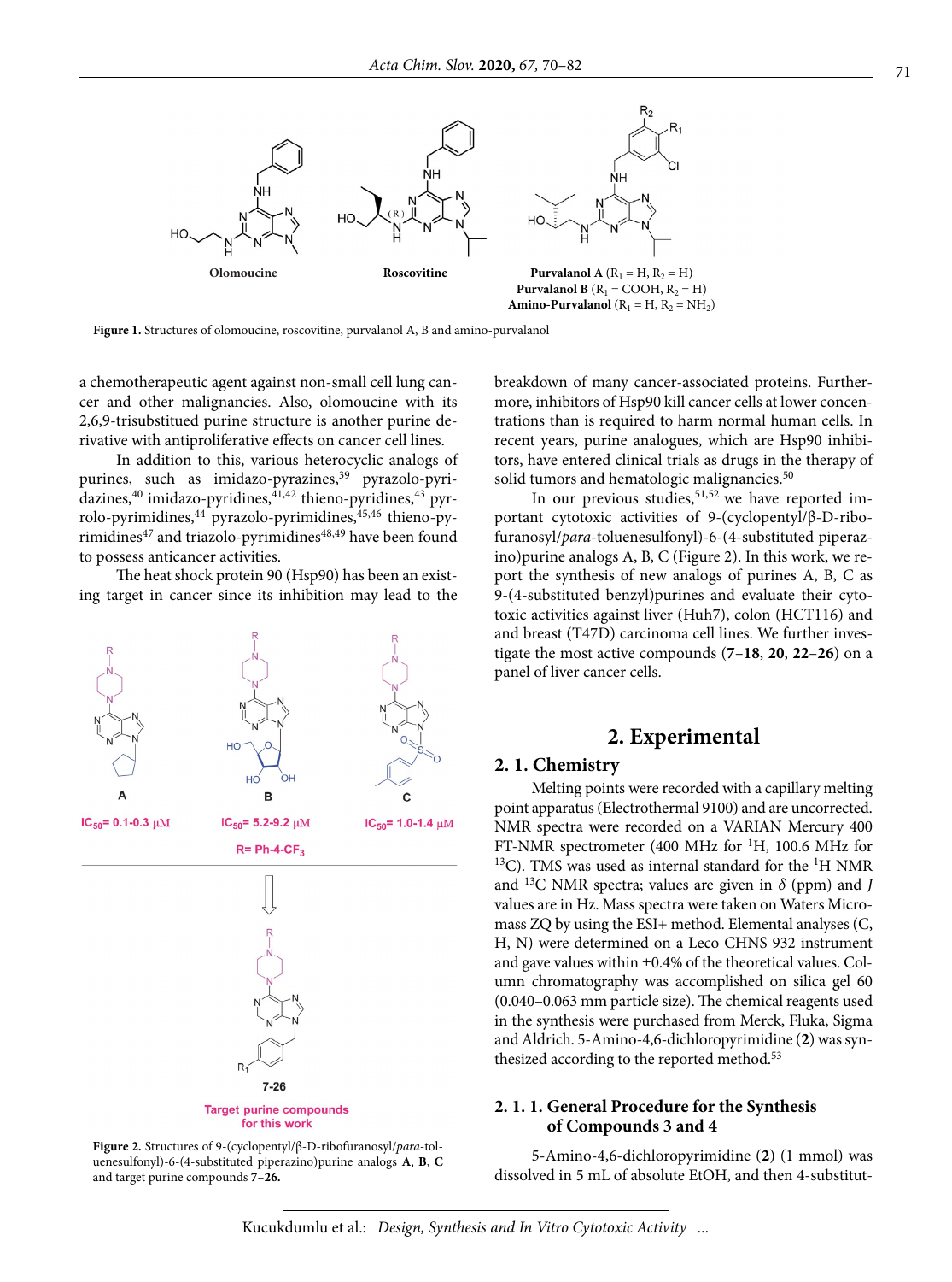Figure 1. Structures of olomoucine, roscovitine, purvalanol A, B and amino-purvalanol

a chemotherapeutic agent against non-small cell lung cancer and other malignancies. Also, olomoucine with its 2,6,9-trisubstitued purine structure is another purine derivative with antiproliferative effects on cancer cell lines.

In addition to this, various heterocyclic analogs of purines, such as imidazo-pyrazines,[39] pyrazolo-pyridazines,[40] imidazo-pyridines,[41,42] thieno-pyridines,[43] pyrrolo-pyrimidines,[44] pyrazolo-pyrimidines,[45,46] thieno-pyrimidines[47] and triazolo-pyrimidines[48,49] have been found to possess anticancer activities.

The heat shock protein 90 (Hsp90) has been an existing target in cancer since its inhibition may lead to the breakdown of many cancer-associated proteins. Furthermore, inhibitors of Hsp90 kill cancer cells at lower concentrations than is required to harm normal human cells. In recent years, purine analogues, which are Hsp90 inhibitors, have entered clinical trials as drugs in the therapy of solid tumors and hematologic malignancies.[50]

In our previous studies,[51,52] we have reported important cytotoxic activities of 9-(cyclopentyl/β-D-ribofuranosyl/*para*-toluenesulfonyl)-6-(4-substituted piperazino)purine analogs A, B, C (Figure 2). In this work, we report the synthesis of new analogs of purines A, B, C as 9-(4-substituted benzyl)purines and evaluate their cytotoxic activities against liver (Huh7), colon (HCT116) and and breast (T47D) carcinoma cell lines. We further investigate the most active compounds (**7**–**18**, **20**, **22**–**26**) on a panel of liver cancer cells.

Figure 2. Structures of 9-(cyclopentyl/β-D-ribofuranosyl/*para*-toluenesulfonyl)-6-(4-substituted piperazino)purine analogs **A**, **B**, **C** and target purine compounds **7**–**26.**

## 2. Experimental

### 2. 1. Chemistry

Melting points were recorded with a capillary melting point apparatus (Electrothermal 9100) and are uncorrected. NMR spectra were recorded on a VARIAN Mercury 400 FT-NMR spectrometer (400 MHz for $^{1}$H, 100.6 MHz for $^{13}$C). TMS was used as internal standard for the $^{1}$H NMR and $^{13}$C NMR spectra; values are given in $\delta$ (ppm) and $J$ values are in Hz. Mass spectra were taken on Waters Micromass ZQ by using the ESI+ method. Elemental analyses (C, H, N) were determined on a Leco CHNS 932 instrument and gave values within ±0.4% of the theoretical values. Column chromatography was accomplished on silica gel 60 (0.040–0.063 mm particle size). The chemical reagents used in the synthesis were purchased from Merck, Fluka, Sigma and Aldrich. 5-Amino-4,6-dichloropyrimidine (**2**) was synthesized according to the reported method.[53]

#### 2. 1. 1. General Procedure for the Synthesis of Compounds 3 and 4

5-Amino-4,6-dichloropyrimidine (**2**) (1 mmol) was dissolved in 5 mL of absolute EtOH, and then 4-substitut-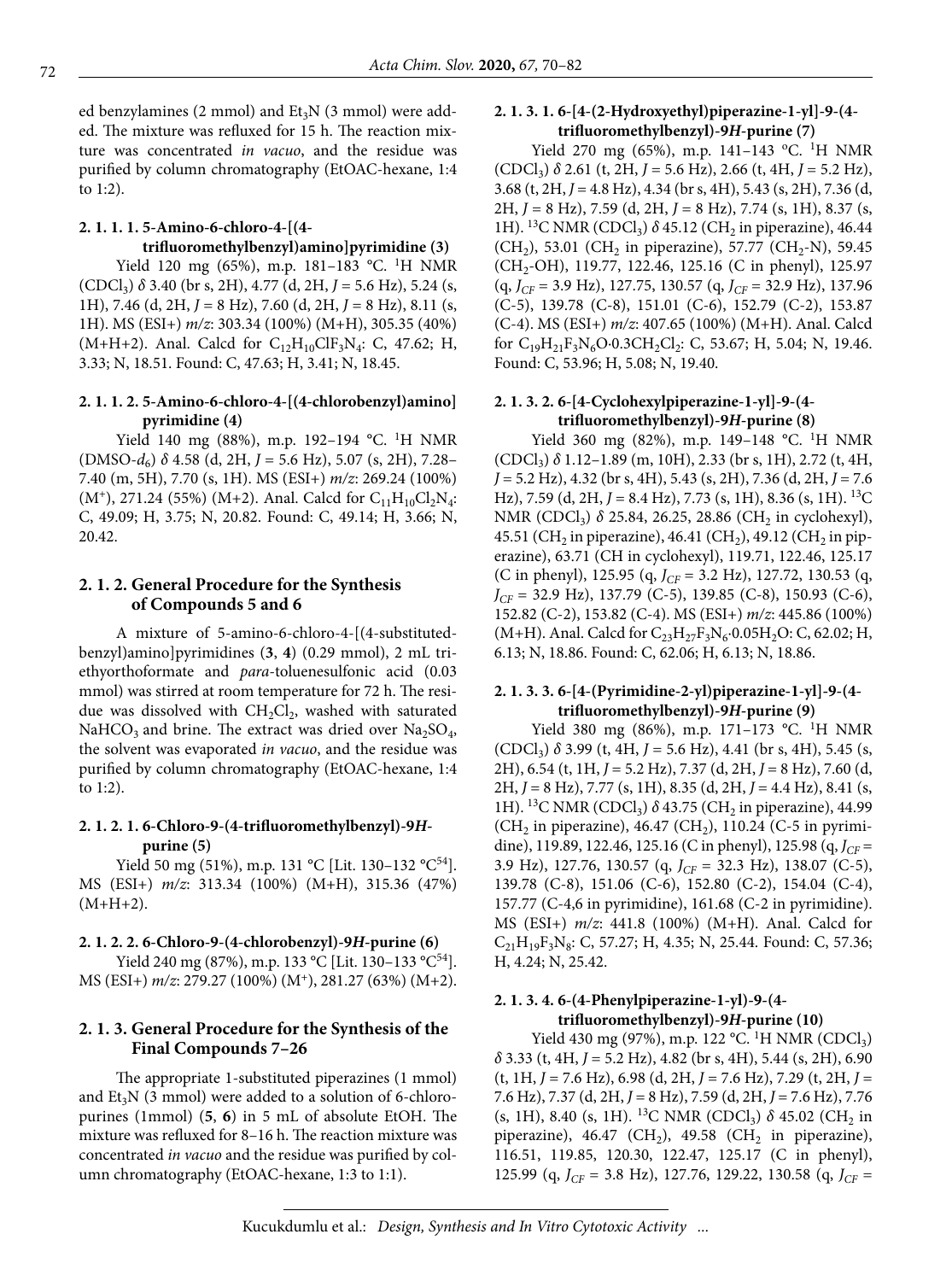ed benzylamines (2 mmol) and $Et_3N$ (3 mmol) were added. The mixture was refluxed for 15 h. The reaction mixture was concentrated *in vacuo*, and the residue was purified by column chromatography (EtOAC-hexane, 1:4 to 1:2).

#### 2. 1. 1. 1. 5-Amino-6-chloro-4-[(4-trifluoromethylbenzyl)amino]pyrimidine (3)

Yield 120 mg (65%), m.p. 181–183 °C. $^1$H NMR ($CDCl_3$) $\delta$ 3.40 (br s, 2H), 4.77 (d, 2H, $J$ = 5.6 Hz), 5.24 (s, 1H), 7.46 (d, 2H, $J$ = 8 Hz), 7.60 (d, 2H, $J$ = 8 Hz), 8.11 (s, 1H). MS (ESI+) $m/z$: 303.34 (100%) (M+H), 305.35 (40%) (M+H+2). Anal. Calcd for $C_{12}H_{10}ClF_3N_4$: C, 47.62; H, 3.33; N, 18.51. Found: C, 47.63; H, 3.41; N, 18.45.

#### 2. 1. 1. 2. 5-Amino-6-chloro-4-[(4-chlorobenzyl)amino]pyrimidine (4)

Yield 140 mg (88%), m.p. 192–194 °C. $^1$H NMR (DMSO-$d_6$) $\delta$ 4.58 (d, 2H, $J$ = 5.6 Hz), 5.07 (s, 2H), 7.28–7.40 (m, 5H), 7.70 (s, 1H). MS (ESI+) $m/z$: 269.24 (100%) ($M^+$), 271.24 (55%) (M+2). Anal. Calcd for $C_{11}H_{10}Cl_2N_4$: C, 49.09; H, 3.75; N, 20.82. Found: C, 49.14; H, 3.66; N, 20.42.

### 2. 1. 2. General Procedure for the Synthesis of Compounds 5 and 6

A mixture of 5-amino-6-chloro-4-[(4-substituted-benzyl)amino]pyrimidines (**3**, **4**) (0.29 mmol), 2 mL triethyorthoformate and *para*-toluenesulfonic acid (0.03 mmol) was stirred at room temperature for 72 h. The residue was dissolved with $CH_2Cl_2$, washed with saturated $NaHCO_3$ and brine. The extract was dried over $Na_2SO_4$, the solvent was evaporated *in vacuo*, and the residue was purified by column chromatography (EtOAC-hexane, 1:4 to 1:2).

#### 2. 1. 2. 1. 6-Chloro-9-(4-trifluoromethylbenzyl)-9*H*-purine (5)

Yield 50 mg (51%), m.p. 131 °C [Lit. 130–132 °C[54]]. MS (ESI+) $m/z$: 313.34 (100%) (M+H), 315.36 (47%) (M+H+2).

#### 2. 1. 2. 2. 6-Chloro-9-(4-chlorobenzyl)-9*H*-purine (6)

Yield 240 mg (87%), m.p. 133 °C [Lit. 130–133 °C[54]]. MS (ESI+) $m/z$: 279.27 (100%) ($M^+$), 281.27 (63%) (M+2).

### 2. 1. 3. General Procedure for the Synthesis of the Final Compounds 7–26

The appropriate 1-substituted piperazines (1 mmol) and $Et_3N$ (3 mmol) were added to a solution of 6-chloropurines (1mmol) (**5**, **6**) in 5 mL of absolute EtOH. The mixture was refluxed for 8–16 h. The reaction mixture was concentrated *in vacuo* and the residue was purified by column chromatography (EtOAC-hexane, 1:3 to 1:1).

#### 2. 1. 3. 1. 6-[4-(2-Hydroxyethyl)piperazine-1-yl]-9-(4-trifluoromethylbenzyl)-9*H*-purine (7)

Yield 270 mg (65%), m.p. 141–143 ºC. $^1$H NMR ($CDCl_3$) $\delta$ 2.61 (t, 2H, $J$ = 5.6 Hz), 2.66 (t, 4H, $J$ = 5.2 Hz), 3.68 (t, 2H, $J$ = 4.8 Hz), 4.34 (br s, 4H), 5.43 (s, 2H), 7.36 (d, 2H, $J$ = 8 Hz), 7.59 (d, 2H, $J$ = 8 Hz), 7.74 (s, 1H), 8.37 (s, 1H). $^{13}$C NMR ($CDCl_3$) $\delta$ 45.12 ($CH_2$ in piperazine), 46.44 ($CH_2$), 53.01 ($CH_2$ in piperazine), 57.77 ($CH_2$-N), 59.45 ($CH_2$-OH), 119.77, 122.46, 125.16 (C in phenyl), 125.97 (q, $J_{CF}$ = 3.9 Hz), 127.75, 130.57 (q, $J_{CF}$ = 32.9 Hz), 137.96 (C-5), 139.78 (C-8), 151.01 (C-6), 152.79 (C-2), 153.87 (C-4). MS (ESI+) $m/z$: 407.65 (100%) (M+H). Anal. Calcd for $C_{19}H_{21}F_3N_6O{\cdot}0.3CH_2Cl_2$: C, 53.67; H, 5.04; N, 19.46. Found: C, 53.96; H, 5.08; N, 19.40.

#### 2. 1. 3. 2. 6-[4-Cyclohexylpiperazine-1-yl]-9-(4-trifluoromethylbenzyl)-9*H*-purine (8)

Yield 360 mg (82%), m.p. 149–148 °C. $^1$H NMR ($CDCl_3$) $\delta$ 1.12–1.89 (m, 10H), 2.33 (br s, 1H), 2.72 (t, 4H, $J$ = 5.2 Hz), 4.32 (br s, 4H), 5.43 (s, 2H), 7.36 (d, 2H, $J$ = 7.6 Hz), 7.59 (d, 2H, $J$ = 8.4 Hz), 7.73 (s, 1H), 8.36 (s, 1H). $^{13}$C NMR ($CDCl_3$) $\delta$ 25.84, 26.25, 28.86 ($CH_2$ in cyclohexyl), 45.51 ($CH_2$ in piperazine), 46.41 ($CH_2$), 49.12 ($CH_2$ in piperazine), 63.71 (CH in cyclohexyl), 119.71, 122.46, 125.17 (C in phenyl), 125.95 (q, $J_{CF}$ = 3.2 Hz), 127.72, 130.53 (q, $J_{CF}$ = 32.9 Hz), 137.79 (C-5), 139.85 (C-8), 150.93 (C-6), 152.82 (C-2), 153.82 (C-4). MS (ESI+) $m/z$: 445.86 (100%) (M+H). Anal. Calcd for $C_{23}H_{27}F_3N_6{\cdot}0.05H_2O$: C, 62.02; H, 6.13; N, 18.86. Found: C, 62.06; H, 6.13; N, 18.86.

#### 2. 1. 3. 3. 6-[4-(Pyrimidine-2-yl)piperazine-1-yl]-9-(4-trifluoromethylbenzyl)-9*H*-purine (9)

Yield 380 mg (86%), m.p. 171–173 °C. $^1$H NMR ($CDCl_3$) $\delta$ 3.99 (t, 4H, $J$ = 5.6 Hz), 4.41 (br s, 4H), 5.45 (s, 2H), 6.54 (t, 1H, $J$ = 5.2 Hz), 7.37 (d, 2H, $J$ = 8 Hz), 7.60 (d, 2H, $J$ = 8 Hz), 7.77 (s, 1H), 8.35 (d, 2H, $J$ = 4.4 Hz), 8.41 (s, 1H). $^{13}$C NMR ($CDCl_3$) $\delta$ 43.75 ($CH_2$ in piperazine), 44.99 ($CH_2$ in piperazine), 46.47 ($CH_2$), 110.24 (C-5 in pyrimidine), 119.89, 122.46, 125.16 (C in phenyl), 125.98 (q, $J_{CF}$ = 3.9 Hz), 127.76, 130.57 (q, $J_{CF}$ = 32.3 Hz), 138.07 (C-5), 139.78 (C-8), 151.06 (C-6), 152.80 (C-2), 154.04 (C-4), 157.77 (C-4,6 in pyrimidine), 161.68 (C-2 in pyrimidine). MS (ESI+) $m/z$: 441.8 (100%) (M+H). Anal. Calcd for $C_{21}H_{19}F_3N_8$: C, 57.27; H, 4.35; N, 25.44. Found: C, 57.36; H, 4.24; N, 25.42.

#### 2. 1. 3. 4. 6-(4-Phenylpiperazine-1-yl)-9-(4-trifluoromethylbenzyl)-9*H*-purine (10)

Yield 430 mg (97%), m.p. 122 °C. $^1$H NMR ($CDCl_3$) $\delta$ 3.33 (t, 4H, $J$ = 5.2 Hz), 4.82 (br s, 4H), 5.44 (s, 2H), 6.90 (t, 1H, $J$ = 7.6 Hz), 6.98 (d, 2H, $J$ = 7.6 Hz), 7.29 (t, 2H, $J$ = 7.6 Hz), 7.37 (d, 2H, $J$ = 8 Hz), 7.59 (d, 2H, $J$ = 7.6 Hz), 7.76 (s, 1H), 8.40 (s, 1H). $^{13}$C NMR ($CDCl_3$) $\delta$ 45.02 ($CH_2$ in piperazine), 46.47 ($CH_2$), 49.58 ($CH_2$ in piperazine), 116.51, 119.85, 120.30, 122.47, 125.17 (C in phenyl), 125.99 (q, $J_{CF}$ = 3.8 Hz), 127.76, 129.22, 130.58 (q, $J_{CF}$ =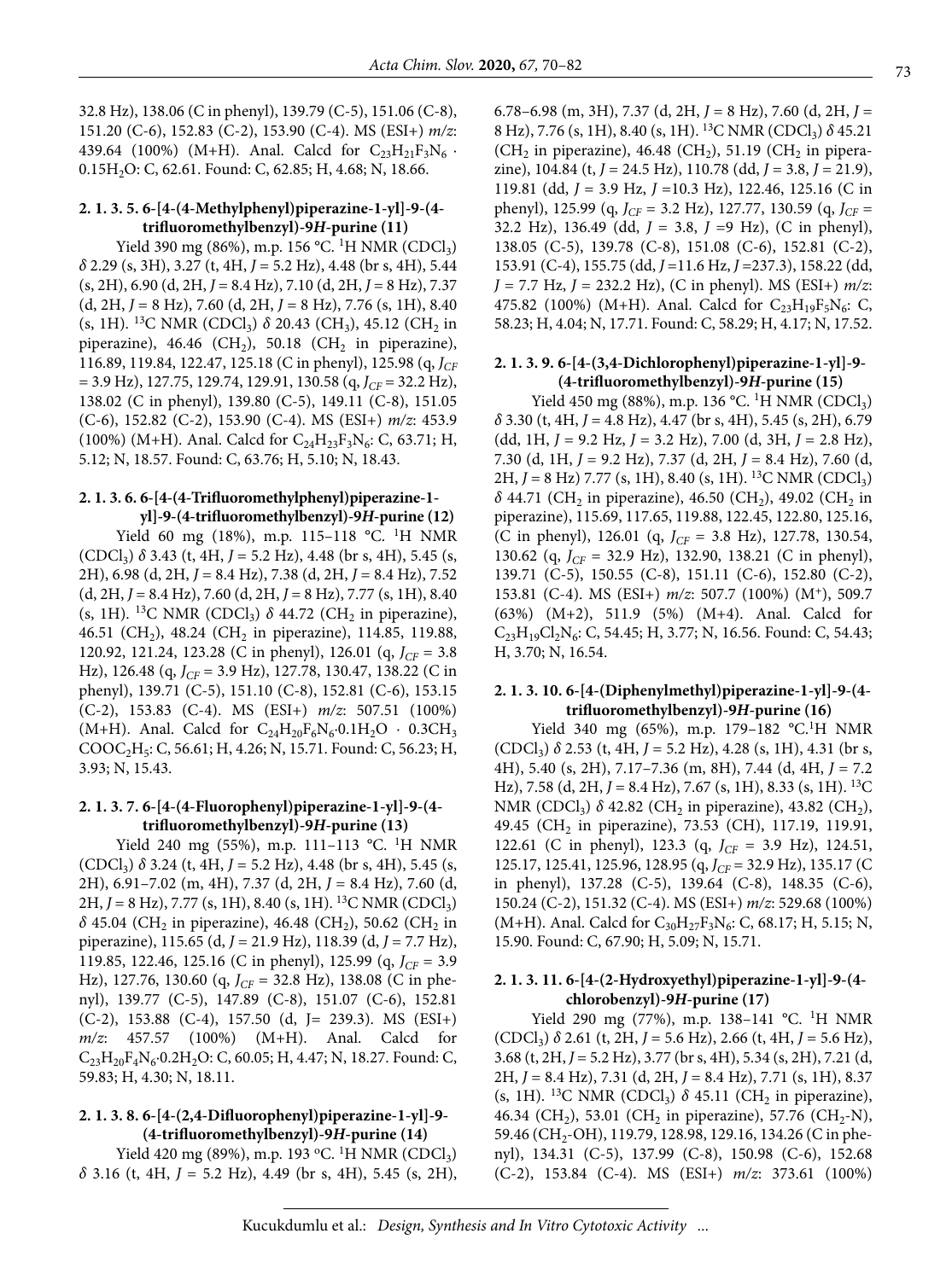32.8 Hz), 138.06 (C in phenyl), 139.79 (C-5), 151.06 (C-8), 151.20 (C-6), 152.83 (C-2), 153.90 (C-4). MS (ESI+) *m/z*: 439.64 (100%) (M+H). Anal. Calcd for $C_{23}H_{21}F_3N_6 \cdot 0.15H_2O$: C, 62.61. Found: C, 62.85; H, 4.68; N, 18.66.

#### 2. 1. 3. 5. 6-[4-(4-Methylphenyl)piperazine-1-yl]-9-(4-trifluoromethylbenzyl)-9*H*-purine (11)

Yield 390 mg (86%), m.p. 156 °C. $^1$H NMR ($CDCl_3$) $\delta$ 2.29 (s, 3H), 3.27 (t, 4H, *J* = 5.2 Hz), 4.48 (br s, 4H), 5.44 (s, 2H), 6.90 (d, 2H, *J* = 8.4 Hz), 7.10 (d, 2H, *J* = 8 Hz), 7.37 (d, 2H, *J* = 8 Hz), 7.60 (d, 2H, *J* = 8 Hz), 7.76 (s, 1H), 8.40 (s, 1H). $^{13}$C NMR ($CDCl_3$) $\delta$ 20.43 ($CH_3$), 45.12 ($CH_2$ in piperazine), 46.46 ($CH_2$), 50.18 ($CH_2$ in piperazine), 116.89, 119.84, 122.47, 125.18 (C in phenyl), 125.98 (q, $J_{CF}$ = 3.9 Hz), 127.75, 129.74, 129.91, 130.58 (q, $J_{CF}$ = 32.2 Hz), 138.02 (C in phenyl), 139.80 (C-5), 149.11 (C-8), 151.05 (C-6), 152.82 (C-2), 153.90 (C-4). MS (ESI+) *m/z*: 453.9 (100%) (M+H). Anal. Calcd for $C_{24}H_{23}F_3N_6$: C, 63.71; H, 5.12; N, 18.57. Found: C, 63.76; H, 5.10; N, 18.43.

#### 2. 1. 3. 6. 6-[4-(4-Trifluoromethylphenyl)piperazine-1-yl]-9-(4-trifluoromethylbenzyl)-9*H*-purine (12)

Yield 60 mg (18%), m.p. 115–118 °C. $^1$H NMR ($CDCl_3$) $\delta$ 3.43 (t, 4H, *J* = 5.2 Hz), 4.48 (br s, 4H), 5.45 (s, 2H), 6.98 (d, 2H, *J* = 8.4 Hz), 7.38 (d, 2H, *J* = 8.4 Hz), 7.52 (d, 2H, *J* = 8.4 Hz), 7.60 (d, 2H, *J* = 8 Hz), 7.77 (s, 1H), 8.40 (s, 1H). $^{13}$C NMR ($CDCl_3$) $\delta$ 44.72 ($CH_2$ in piperazine), 46.51 ($CH_2$), 48.24 ($CH_2$ in piperazine), 114.85, 119.88, 120.92, 121.24, 123.28 (C in phenyl), 126.01 (q, $J_{CF}$ = 3.8 Hz), 126.48 (q, $J_{CF}$ = 3.9 Hz), 127.78, 130.47, 138.22 (C in phenyl), 139.71 (C-5), 151.10 (C-8), 152.81 (C-6), 153.15 (C-2), 153.83 (C-4). MS (ESI+) *m/z*: 507.51 (100%) (M+H). Anal. Calcd for $C_{24}H_{20}F_6N_6 \cdot 0.1H_2O \cdot 0.3CH_3COOC_2H_5$: C, 56.61; H, 4.26; N, 15.71. Found: C, 56.23; H, 3.93; N, 15.43.

#### 2. 1. 3. 7. 6-[4-(4-Fluorophenyl)piperazine-1-yl]-9-(4-trifluoromethylbenzyl)-9*H*-purine (13)

Yield 240 mg (55%), m.p. 111–113 °C. $^1$H NMR ($CDCl_3$) $\delta$ 3.24 (t, 4H, *J* = 5.2 Hz), 4.48 (br s, 4H), 5.45 (s, 2H), 6.91–7.02 (m, 4H), 7.37 (d, 2H, *J* = 8.4 Hz), 7.60 (d, 2H, *J* = 8 Hz), 7.77 (s, 1H), 8.40 (s, 1H). $^{13}$C NMR ($CDCl_3$) $\delta$ 45.04 ($CH_2$ in piperazine), 46.48 ($CH_2$), 50.62 ($CH_2$ in piperazine), 115.65 (d, *J* = 21.9 Hz), 118.39 (d, *J* = 7.7 Hz), 119.85, 122.46, 125.16 (C in phenyl), 125.99 (q, $J_{CF}$ = 3.9 Hz), 127.76, 130.60 (q, $J_{CF}$ = 32.8 Hz), 138.08 (C in phenyl), 139.77 (C-5), 147.89 (C-8), 151.07 (C-6), 152.81 (C-2), 153.88 (C-4), 157.50 (d, J= 239.3). MS (ESI+) *m/z*: 457.57 (100%) (M+H). Anal. Calcd for $C_{23}H_{20}F_4N_6 \cdot 0.2H_2O$: C, 60.05; H, 4.47; N, 18.27. Found: C, 59.83; H, 4.30; N, 18.11.

#### 2. 1. 3. 8. 6-[4-(2,4-Difluorophenyl)piperazine-1-yl]-9-(4-trifluoromethylbenzyl)-9*H*-purine (14)

Yield 420 mg (89%), m.p. 193 °C. $^1$H NMR ($CDCl_3$) $\delta$ 3.16 (t, 4H, *J* = 5.2 Hz), 4.49 (br s, 4H), 5.45 (s, 2H), 6.78–6.98 (m, 3H), 7.37 (d, 2H, *J* = 8 Hz), 7.60 (d, 2H, *J* = 8 Hz), 7.76 (s, 1H), 8.40 (s, 1H). $^{13}$C NMR ($CDCl_3$) $\delta$ 45.21 ($CH_2$ in piperazine), 46.48 ($CH_2$), 51.19 ($CH_2$ in piperazine), 104.84 (t, *J* = 24.5 Hz), 110.78 (dd, *J* = 3.8, *J* = 21.9), 119.81 (dd, *J* = 3.9 Hz, *J* =10.3 Hz), 122.46, 125.16 (C in phenyl), 125.99 (q, $J_{CF}$ = 3.2 Hz), 127.77, 130.59 (q, $J_{CF}$ = 32.2 Hz), 136.49 (dd, *J* = 3.8, *J* =9 Hz), (C in phenyl), 138.05 (C-5), 139.78 (C-8), 151.08 (C-6), 152.81 (C-2), 153.91 (C-4), 155.75 (dd, *J* =11.6 Hz, *J* =237.3), 158.22 (dd, *J* = 7.7 Hz, *J* = 232.2 Hz), (C in phenyl). MS (ESI+) *m/z*: 475.82 (100%) (M+H). Anal. Calcd for $C_{23}H_{19}F_5N_6$: C, 58.23; H, 4.04; N, 17.71. Found: C, 58.29; H, 4.17; N, 17.52.

#### 2. 1. 3. 9. 6-[4-(3,4-Dichlorophenyl)piperazine-1-yl]-9-(4-trifluoromethylbenzyl)-9*H*-purine (15)

Yield 450 mg (88%), m.p. 136 °C. $^1$H NMR ($CDCl_3$) $\delta$ 3.30 (t, 4H, *J* = 4.8 Hz), 4.47 (br s, 4H), 5.45 (s, 2H), 6.79 (dd, 1H, *J* = 9.2 Hz, *J* = 3.2 Hz), 7.00 (d, 3H, *J* = 2.8 Hz), 7.30 (d, 1H, *J* = 9.2 Hz), 7.37 (d, 2H, *J* = 8.4 Hz), 7.60 (d, 2H, *J* = 8 Hz) 7.77 (s, 1H), 8.40 (s, 1H). $^{13}$C NMR ($CDCl_3$) $\delta$ 44.71 ($CH_2$ in piperazine), 46.50 ($CH_2$), 49.02 ($CH_2$ in piperazine), 115.69, 117.65, 119.88, 122.45, 122.80, 125.16, (C in phenyl), 126.01 (q, $J_{CF}$ = 3.8 Hz), 127.78, 130.54, 130.62 (q, $J_{CF}$ = 32.9 Hz), 132.90, 138.21 (C in phenyl), 139.71 (C-5), 150.55 (C-8), 151.11 (C-6), 152.80 (C-2), 153.81 (C-4). MS (ESI+) *m/z*: 507.7 (100%) ($M^+$), 509.7 (63%) (M+2), 511.9 (5%) (M+4). Anal. Calcd for $C_{23}H_{19}Cl_2N_6$: C, 54.45; H, 3.77; N, 16.56. Found: C, 54.43; H, 3.70; N, 16.54.

#### 2. 1. 3. 10. 6-[4-(Diphenylmethyl)piperazine-1-yl]-9-(4-trifluoromethylbenzyl)-9*H*-purine (16)

Yield 340 mg (65%), m.p. 179–182 °C.$^1$H NMR ($CDCl_3$) $\delta$ 2.53 (t, 4H, *J* = 5.2 Hz), 4.28 (s, 1H), 4.31 (br s, 4H), 5.40 (s, 2H), 7.17–7.36 (m, 8H), 7.44 (d, 4H, *J* = 7.2 Hz), 7.58 (d, 2H, *J* = 8.4 Hz), 7.67 (s, 1H), 8.33 (s, 1H). $^{13}$C NMR ($CDCl_3$) $\delta$ 42.82 ($CH_2$ in piperazine), 43.82 ($CH_2$), 49.45 ($CH_2$ in piperazine), 73.53 (CH), 117.19, 119.91, 122.61 (C in phenyl), 123.3 (q, $J_{CF}$ = 3.9 Hz), 124.51, 125.17, 125.41, 125.96, 128.95 (q, $J_{CF}$ = 32.9 Hz), 135.17 (C in phenyl), 137.28 (C-5), 139.64 (C-8), 148.35 (C-6), 150.24 (C-2), 151.32 (C-4). MS (ESI+) *m/z*: 529.68 (100%) (M+H). Anal. Calcd for $C_{30}H_{27}F_3N_6$: C, 68.17; H, 5.15; N, 15.90. Found: C, 67.90; H, 5.09; N, 15.71.

#### 2. 1. 3. 11. 6-[4-(2-Hydroxyethyl)piperazine-1-yl]-9-(4-chlorobenzyl)-9*H*-purine (17)

Yield 290 mg (77%), m.p. 138–141 °C. $^1$H NMR ($CDCl_3$) $\delta$ 2.61 (t, 2H, *J* = 5.6 Hz), 2.66 (t, 4H, *J* = 5.6 Hz), 3.68 (t, 2H, *J* = 5.2 Hz), 3.77 (br s, 4H), 5.34 (s, 2H), 7.21 (d, 2H, *J* = 8.4 Hz), 7.31 (d, 2H, *J* = 8.4 Hz), 7.71 (s, 1H), 8.37 (s, 1H). $^{13}$C NMR ($CDCl_3$) $\delta$ 45.11 ($CH_2$ in piperazine), 46.34 ($CH_2$), 53.01 ($CH_2$ in piperazine), 57.76 ($CH_2$-N), 59.46 ($CH_2$-OH), 119.79, 128.98, 129.16, 134.26 (C in phenyl), 134.31 (C-5), 137.99 (C-8), 150.98 (C-6), 152.68 (C-2), 153.84 (C-4). MS (ESI+) *m/z*: 373.61 (100%)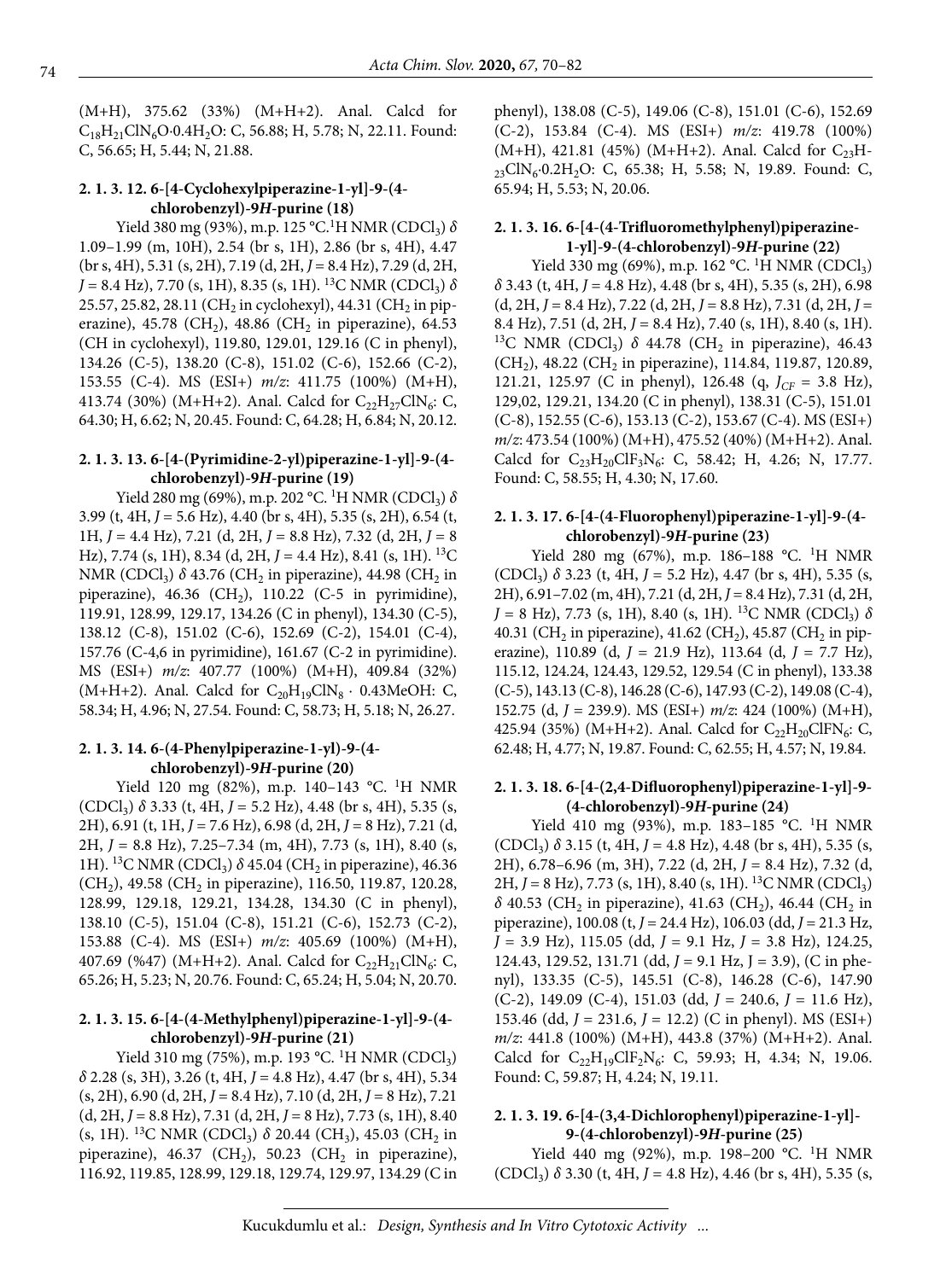(M+H), 375.62 (33%) (M+H+2). Anal. Calcd for $C_{18}H_{21}ClN_6O·0.4H_2O$: C, 56.88; H, 5.78; N, 22.11. Found: C, 56.65; H, 5.44; N, 21.88.

#### 2. 1. 3. 12. 6-[4-Cyclohexylpiperazine-1-yl]-9-(4-chlorobenzyl)-9*H*-purine (18)

Yield 380 mg (93%), m.p. 125 °C. $^1$H NMR ($CDCl_3$) *δ* 1.09–1.99 (m, 10H), 2.54 (br s, 1H), 2.86 (br s, 4H), 4.47 (br s, 4H), 5.31 (s, 2H), 7.19 (d, 2H, *J* = 8.4 Hz), 7.29 (d, 2H, *J* = 8.4 Hz), 7.70 (s, 1H), 8.35 (s, 1H). $^{13}$C NMR ($CDCl_3$) *δ* 25.57, 25.82, 28.11 ($CH_2$ in cyclohexyl), 44.31 ($CH_2$ in piperazine), 45.78 ($CH_2$), 48.86 ($CH_2$ in piperazine), 64.53 (CH in cyclohexyl), 119.80, 129.01, 129.16 (C in phenyl), 134.26 (C-5), 138.20 (C-8), 151.02 (C-6), 152.66 (C-2), 153.55 (C-4). MS (ESI+) *m/z*: 411.75 (100%) (M+H), 413.74 (30%) (M+H+2). Anal. Calcd for $C_{22}H_{27}ClN_6$: C, 64.30; H, 6.62; N, 20.45. Found: C, 64.28; H, 6.84; N, 20.12.

#### 2. 1. 3. 13. 6-[4-(Pyrimidine-2-yl)piperazine-1-yl]-9-(4-chlorobenzyl)-9*H*-purine (19)

Yield 280 mg (69%), m.p. 202 °C. $^1$H NMR ($CDCl_3$) *δ* 3.99 (t, 4H, *J* = 5.6 Hz), 4.40 (br s, 4H), 5.35 (s, 2H), 6.54 (t, 1H, *J* = 4.4 Hz), 7.21 (d, 2H, *J* = 8.8 Hz), 7.32 (d, 2H, *J* = 8 Hz), 7.74 (s, 1H), 8.34 (d, 2H, *J* = 4.4 Hz), 8.41 (s, 1H). $^{13}$C NMR ($CDCl_3$) *δ* 43.76 ($CH_2$ in piperazine), 44.98 ($CH_2$ in piperazine), 46.36 ($CH_2$), 110.22 (C-5 in pyrimidine), 119.91, 128.99, 129.17, 134.26 (C in phenyl), 134.30 (C-5), 138.12 (C-8), 151.02 (C-6), 152.69 (C-2), 154.01 (C-4), 157.76 (C-4,6 in pyrimidine), 161.67 (C-2 in pyrimidine). MS (ESI+) *m/z*: 407.77 (100%) (M+H), 409.84 (32%) (M+H+2). Anal. Calcd for $C_{20}H_{19}ClN_8$ · 0.43MeOH: C, 58.34; H, 4.96; N, 27.54. Found: C, 58.73; H, 5.18; N, 26.27.

#### 2. 1. 3. 14. 6-(4-Phenylpiperazine-1-yl)-9-(4-chlorobenzyl)-9*H*-purine (20)

Yield 120 mg (82%), m.p. 140–143 °C. $^1$H NMR ($CDCl_3$) *δ* 3.33 (t, 4H, *J* = 5.2 Hz), 4.48 (br s, 4H), 5.35 (s, 2H), 6.91 (t, 1H, *J* = 7.6 Hz), 6.98 (d, 2H, *J* = 8 Hz), 7.21 (d, 2H, *J* = 8.8 Hz), 7.25–7.34 (m, 4H), 7.73 (s, 1H), 8.40 (s, 1H). $^{13}$C NMR ($CDCl_3$) *δ* 45.04 ($CH_2$ in piperazine), 46.36 ($CH_2$), 49.58 ($CH_2$ in piperazine), 116.50, 119.87, 120.28, 128.99, 129.18, 129.21, 134.28, 134.30 (C in phenyl), 138.10 (C-5), 151.04 (C-8), 151.21 (C-6), 152.73 (C-2), 153.88 (C-4). MS (ESI+) *m/z*: 405.69 (100%) (M+H), 407.69 (%47) (M+H+2). Anal. Calcd for $C_{22}H_{21}ClN_6$: C, 65.26; H, 5.23; N, 20.76. Found: C, 65.24; H, 5.04; N, 20.70.

#### 2. 1. 3. 15. 6-[4-(4-Methylphenyl)piperazine-1-yl]-9-(4-chlorobenzyl)-9*H*-purine (21)

Yield 310 mg (75%), m.p. 193 °C. $^1$H NMR ($CDCl_3$) *δ* 2.28 (s, 3H), 3.26 (t, 4H, *J* = 4.8 Hz), 4.47 (br s, 4H), 5.34 (s, 2H), 6.90 (d, 2H, *J* = 8.4 Hz), 7.10 (d, 2H, *J* = 8 Hz), 7.21 (d, 2H, *J* = 8.8 Hz), 7.31 (d, 2H, *J* = 8 Hz), 7.73 (s, 1H), 8.40 (s, 1H). $^{13}$C NMR ($CDCl_3$) *δ* 20.44 ($CH_3$), 45.03 ($CH_2$ in piperazine), 46.37 ($CH_2$), 50.23 ($CH_2$ in piperazine), 116.92, 119.85, 128.99, 129.18, 129.74, 129.97, 134.29 (C in phenyl), 138.08 (C-5), 149.06 (C-8), 151.01 (C-6), 152.69 (C-2), 153.84 (C-4). MS (ESI+) *m/z*: 419.78 (100%) (M+H), 421.81 (45%) (M+H+2). Anal. Calcd for $C_{23}H_{23}ClN_6·0.2H_2O$: C, 65.38; H, 5.58; N, 19.89. Found: C, 65.94; H, 5.53; N, 20.06.

#### 2. 1. 3. 16. 6-[4-(4-Trifluoromethylphenyl)piperazine-1-yl]-9-(4-chlorobenzyl)-9*H*-purine (22)

Yield 330 mg (69%), m.p. 162 °C. $^1$H NMR ($CDCl_3$) *δ* 3.43 (t, 4H, *J* = 4.8 Hz), 4.48 (br s, 4H), 5.35 (s, 2H), 6.98 (d, 2H, *J* = 8.4 Hz), 7.22 (d, 2H, *J* = 8.8 Hz), 7.31 (d, 2H, *J* = 8.4 Hz), 7.51 (d, 2H, *J* = 8.4 Hz), 7.40 (s, 1H), 8.40 (s, 1H). $^{13}$C NMR ($CDCl_3$) *δ* 44.78 ($CH_2$ in piperazine), 46.43 ($CH_2$), 48.22 ($CH_2$ in piperazine), 114.84, 119.87, 120.89, 121.21, 125.97 (C in phenyl), 126.48 (q, $J_{CF}$ = 3.8 Hz), 129,02, 129.21, 134.20 (C in phenyl), 138.31 (C-5), 151.01 (C-8), 152.55 (C-6), 153.13 (C-2), 153.67 (C-4). MS (ESI+) *m/z*: 473.54 (100%) (M+H), 475.52 (40%) (M+H+2). Anal. Calcd for $C_{23}H_{20}ClF_3N_6$: C, 58.42; H, 4.26; N, 17.77. Found: C, 58.55; H, 4.30; N, 17.60.

#### 2. 1. 3. 17. 6-[4-(4-Fluorophenyl)piperazine-1-yl]-9-(4-chlorobenzyl)-9*H*-purine (23)

Yield 280 mg (67%), m.p. 186–188 °C. $^1$H NMR ($CDCl_3$) *δ* 3.23 (t, 4H, *J* = 5.2 Hz), 4.47 (br s, 4H), 5.35 (s, 2H), 6.91–7.02 (m, 4H), 7.21 (d, 2H, *J* = 8.4 Hz), 7.31 (d, 2H, *J* = 8 Hz), 7.73 (s, 1H), 8.40 (s, 1H). $^{13}$C NMR ($CDCl_3$) *δ* 40.31 ($CH_2$ in piperazine), 41.62 ($CH_2$), 45.87 ($CH_2$ in piperazine), 110.89 (d, *J* = 21.9 Hz), 113.64 (d, *J* = 7.7 Hz), 115.12, 124.24, 124.43, 129.52, 129.54 (C in phenyl), 133.38 (C-5), 143.13 (C-8), 146.28 (C-6), 147.93 (C-2), 149.08 (C-4), 152.75 (d, *J* = 239.9). MS (ESI+) *m/z*: 424 (100%) (M+H), 425.94 (35%) (M+H+2). Anal. Calcd for $C_{22}H_{20}ClFN_6$: C, 62.48; H, 4.77; N, 19.87. Found: C, 62.55; H, 4.57; N, 19.84.

#### 2. 1. 3. 18. 6-[4-(2,4-Difluorophenyl)piperazine-1-yl]-9-(4-chlorobenzyl)-9*H*-purine (24)

Yield 410 mg (93%), m.p. 183–185 °C. $^1$H NMR ($CDCl_3$) *δ* 3.15 (t, 4H, *J* = 4.8 Hz), 4.48 (br s, 4H), 5.35 (s, 2H), 6.78–6.96 (m, 3H), 7.22 (d, 2H, *J* = 8.4 Hz), 7.32 (d, 2H, *J* = 8 Hz), 7.73 (s, 1H), 8.40 (s, 1H). $^{13}$C NMR ($CDCl_3$) *δ* 40.53 ($CH_2$ in piperazine), 41.63 ($CH_2$), 46.44 ($CH_2$ in piperazine), 100.08 (t, *J* = 24.4 Hz), 106.03 (dd, *J* = 21.3 Hz, *J* = 3.9 Hz), 115.05 (dd, *J* = 9.1 Hz, *J* = 3.8 Hz), 124.25, 124.43, 129.52, 131.71 (dd, *J* = 9.1 Hz, J = 3.9), (C in phenyl), 133.35 (C-5), 145.51 (C-8), 146.28 (C-6), 147.90 (C-2), 149.09 (C-4), 151.03 (dd, *J* = 240.6, *J* = 11.6 Hz), 153.46 (dd, *J* = 231.6, *J* = 12.2) (C in phenyl). MS (ESI+) *m/z*: 441.8 (100%) (M+H), 443.8 (37%) (M+H+2). Anal. Calcd for $C_{22}H_{19}ClF_2N_6$: C, 59.93; H, 4.34; N, 19.06. Found: C, 59.87; H, 4.24; N, 19.11.

#### 2. 1. 3. 19. 6-[4-(3,4-Dichlorophenyl)piperazine-1-yl]-9-(4-chlorobenzyl)-9*H*-purine (25)

Yield 440 mg (92%), m.p. 198–200 °C. $^1$H NMR ($CDCl_3$) *δ* 3.30 (t, 4H, *J* = 4.8 Hz), 4.46 (br s, 4H), 5.35 (s,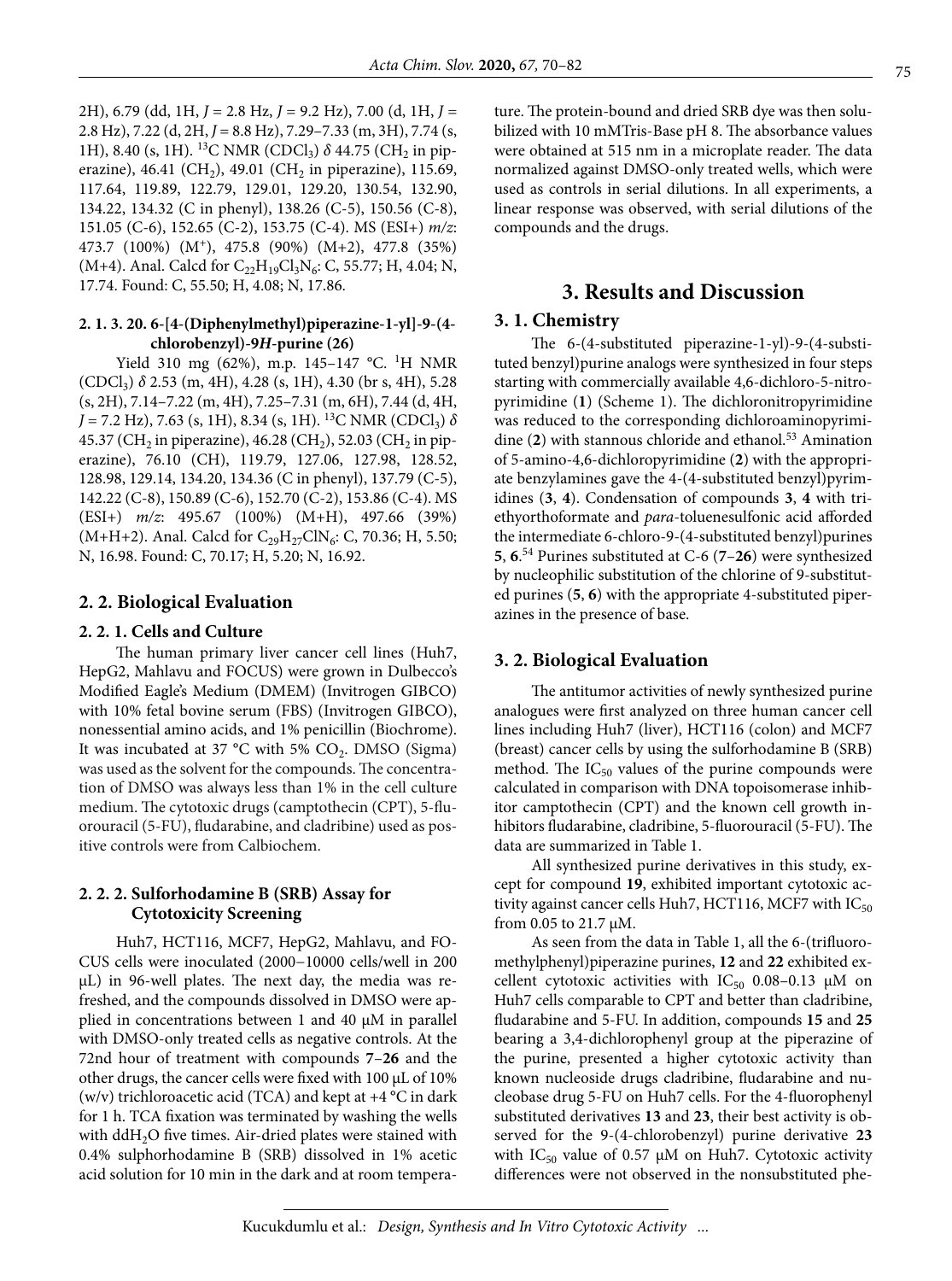2H), 6.79 (dd, 1H, $J$ = 2.8 Hz, $J$ = 9.2 Hz), 7.00 (d, 1H, $J$ = 2.8 Hz), 7.22 (d, 2H, $J$ = 8.8 Hz), 7.29–7.33 (m, 3H), 7.74 (s, 1H), 8.40 (s, 1H). $^{13}C$ NMR ($CDCl_3$) $\delta$ 44.75 ($CH_2$ in piperazine), 46.41 ($CH_2$), 49.01 ($CH_2$ in piperazine), 115.69, 117.64, 119.89, 122.79, 129.01, 129.20, 130.54, 132.90, 134.22, 134.32 (C in phenyl), 138.26 (C-5), 150.56 (C-8), 151.05 (C-6), 152.65 (C-2), 153.75 (C-4). MS (ESI+) $m/z$: 473.7 (100%) ($M^+$), 475.8 (90%) (M+2), 477.8 (35%) (M+4). Anal. Calcd for $C_{22}H_{19}Cl_3N_6$: C, 55.77; H, 4.04; N, 17.74. Found: C, 55.50; H, 4.08; N, 17.86.

#### 2. 1. 3. 20. 6-[4-(Diphenylmethyl)piperazine-1-yl]-9-(4-chlorobenzyl)-9*H*-purine (26)

Yield 310 mg (62%), m.p. 145–147 °C. $^1H$ NMR ($CDCl_3$) $\delta$ 2.53 (m, 4H), 4.28 (s, 1H), 4.30 (br s, 4H), 5.28 (s, 2H), 7.14–7.22 (m, 4H), 7.25–7.31 (m, 6H), 7.44 (d, 4H, $J$ = 7.2 Hz), 7.63 (s, 1H), 8.34 (s, 1H). $^{13}C$ NMR ($CDCl_3$) $\delta$ 45.37 ($CH_2$ in piperazine), 46.28 ($CH_2$), 52.03 ($CH_2$ in piperazine), 76.10 (CH), 119.79, 127.06, 127.98, 128.52, 128.98, 129.14, 134.20, 134.36 (C in phenyl), 137.79 (C-5), 142.22 (C-8), 150.89 (C-6), 152.70 (C-2), 153.86 (C-4). MS (ESI+) $m/z$: 495.67 (100%) (M+H), 497.66 (39%) (M+H+2). Anal. Calcd for $C_{29}H_{27}ClN_6$: C, 70.36; H, 5.50; N, 16.98. Found: C, 70.17; H, 5.20; N, 16.92.

## 2. 2. Biological Evaluation

### 2. 2. 1. Cells and Culture

The human primary liver cancer cell lines (Huh7, HepG2, Mahlavu and FOCUS) were grown in Dulbecco's Modified Eagle's Medium (DMEM) (Invitrogen GIBCO) with 10% fetal bovine serum (FBS) (Invitrogen GIBCO), nonessential amino acids, and 1% penicillin (Biochrome). It was incubated at 37 °C with 5% $CO_2$. DMSO (Sigma) was used as the solvent for the compounds. The concentration of DMSO was always less than 1% in the cell culture medium. The cytotoxic drugs (camptothecin (CPT), 5-fluorouracil (5-FU), fludarabine, and cladribine) used as positive controls were from Calbiochem.

### 2. 2. 2. Sulforhodamine B (SRB) Assay for Cytotoxicity Screening

Huh7, HCT116, MCF7, HepG2, Mahlavu, and FOCUS cells were inoculated (2000–10000 cells/well in 200 µL) in 96-well plates. The next day, the media was refreshed, and the compounds dissolved in DMSO were applied in concentrations between 1 and 40 µM in parallel with DMSO-only treated cells as negative controls. At the 72nd hour of treatment with compounds **7**–**26** and the other drugs, the cancer cells were fixed with 100 µL of 10% (w/v) trichloroacetic acid (TCA) and kept at +4 °C in dark for 1 h. TCA fixation was terminated by washing the wells with $ddH_2O$ five times. Air-dried plates were stained with 0.4% sulphorhodamine B (SRB) dissolved in 1% acetic acid solution for 10 min in the dark and at room temperature. The protein-bound and dried SRB dye was then solubilized with 10 mMTris-Base pH 8. The absorbance values were obtained at 515 nm in a microplate reader. The data normalized against DMSO-only treated wells, which were used as controls in serial dilutions. In all experiments, a linear response was observed, with serial dilutions of the compounds and the drugs.

# 3. Results and Discussion

## 3. 1. Chemistry

The 6-(4-substituted piperazine-1-yl)-9-(4-substituted benzyl)purine analogs were synthesized in four steps starting with commercially available 4,6-dichloro-5-nitropyrimidine (**1**) (Scheme 1). The dichloronitropyrimidine was reduced to the corresponding dichloroaminopyrimidine (**2**) with stannous chloride and ethanol.[53] Amination of 5-amino-4,6-dichloropyrimidine (**2**) with the appropriate benzylamines gave the 4-(4-substituted benzyl)pyrimidines (**3**, **4**). Condensation of compounds **3**, **4** with triethyorthoformate and *para*-toluenesulfonic acid afforded the intermediate 6-chloro-9-(4-substituted benzyl)purines **5**, **6**.[54] Purines substituted at C-6 (**7**–**26**) were synthesized by nucleophilic substitution of the chlorine of 9-substituted purines (**5**, **6**) with the appropriate 4-substituted piperazines in the presence of base.

## 3. 2. Biological Evaluation

The antitumor activities of newly synthesized purine analogues were first analyzed on three human cancer cell lines including Huh7 (liver), HCT116 (colon) and MCF7 (breast) cancer cells by using the sulforhodamine B (SRB) method. The $IC_{50}$ values of the purine compounds were calculated in comparison with DNA topoisomerase inhibitor camptothecin (CPT) and the known cell growth inhibitors fludarabine, cladribine, 5-fluorouracil (5-FU). The data are summarized in Table 1.

All synthesized purine derivatives in this study, except for compound **19**, exhibited important cytotoxic activity against cancer cells Huh7, HCT116, MCF7 with $IC_{50}$ from 0.05 to 21.7 µM.

As seen from the data in Table 1, all the 6-(trifluoromethylphenyl)piperazine purines, **12** and **22** exhibited excellent cytotoxic activities with $IC_{50}$ 0.08–0.13 µM on Huh7 cells comparable to CPT and better than cladribine, fludarabine and 5-FU. In addition, compounds **15** and **25** bearing a 3,4-dichlorophenyl group at the piperazine of the purine, presented a higher cytotoxic activity than known nucleoside drugs cladribine, fludarabine and nucleobase drug 5-FU on Huh7 cells. For the 4-fluorophenyl substituted derivatives **13** and **23**, their best activity is observed for the 9-(4-chlorobenzyl) purine derivative **23** with $IC_{50}$ value of 0.57 µM on Huh7. Cytotoxic activity differences were not observed in the nonsubstituted phe-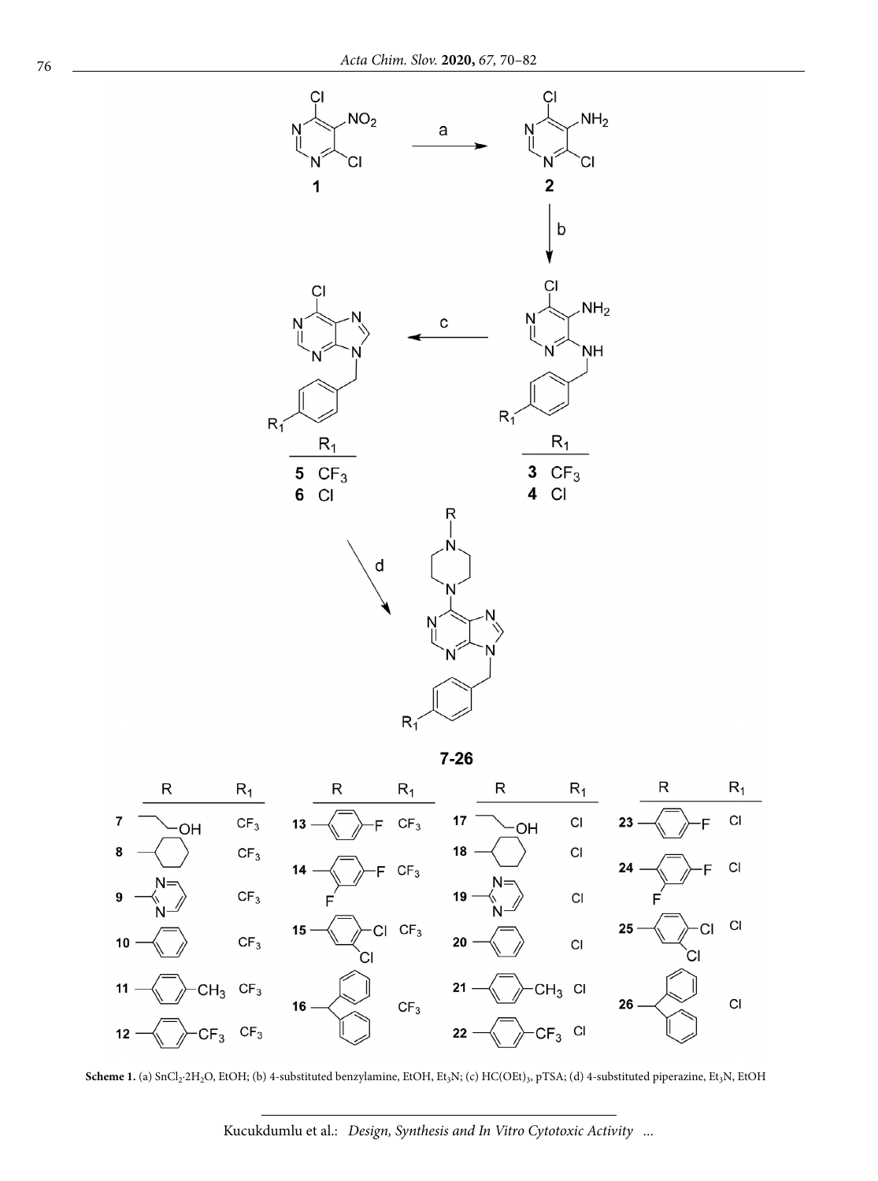**Scheme 1.** (a) $SnCl_2 \cdot 2H_2O$, EtOH; (b) 4-substituted benzylamine, EtOH, $Et_3N$; (c) $HC(OEt)_3$, pTSA; (d) 4-substituted piperazine, $Et_3N$, EtOH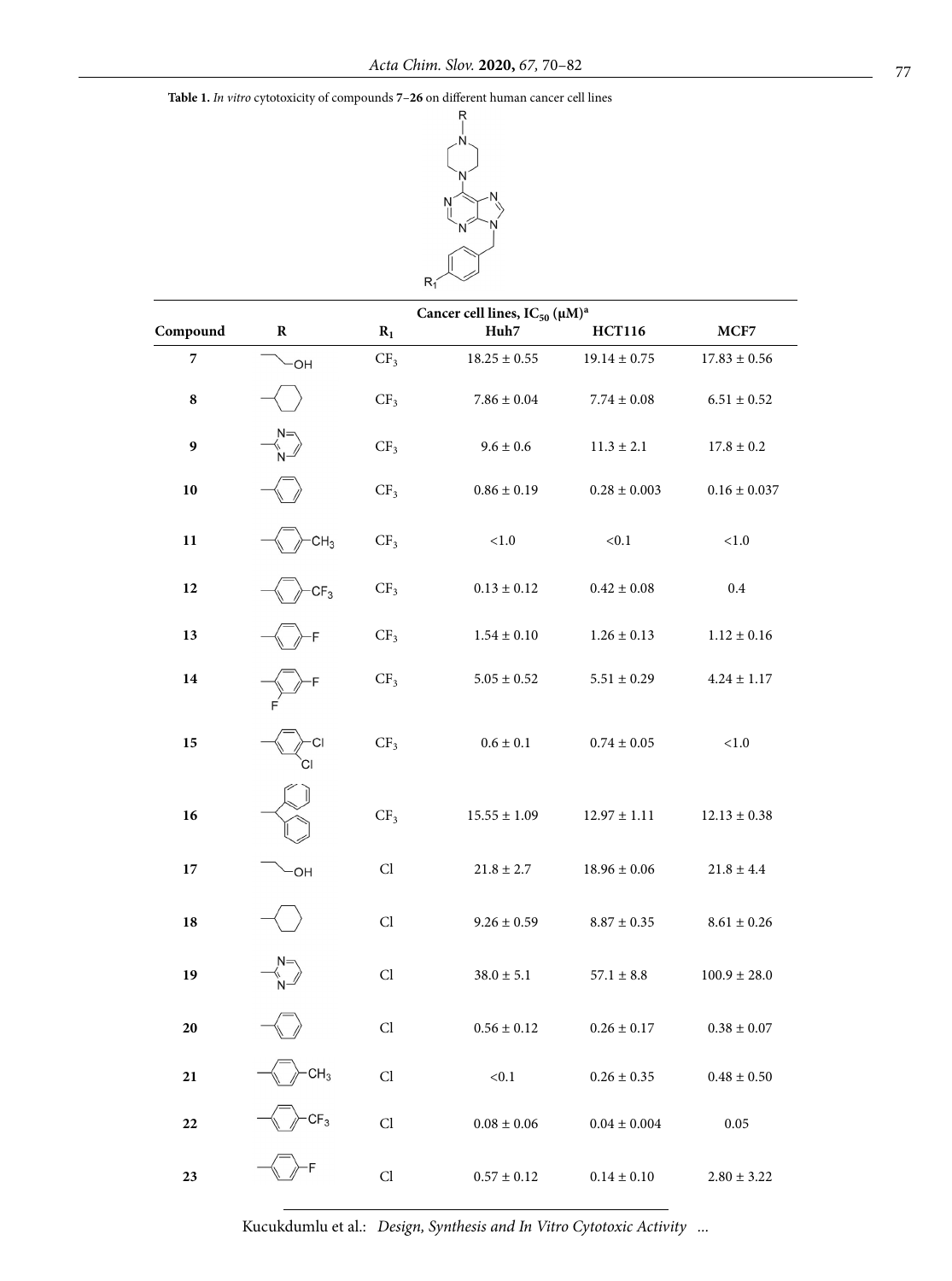**Table 1.** *In vitro* cytotoxicity of compounds **7**–**26** on different human cancer cell lines

| Compound | R | $R_1$ | Huh7 | HCT116 | MCF7 |
|---|---|---|---|---|---|
| | | | Cancer cell lines, $IC_{50}$ (μM)[a] | | |
| **7** | 2-hydroxyethyl | $CF_3$ | 18.25 ± 0.55 | 19.14 ± 0.75 | 17.83 ± 0.56 |
| **8** | cyclohexyl | $CF_3$ | 7.86 ± 0.04 | 7.74 ± 0.08 | 6.51 ± 0.52 |
| **9** | 2-pyrimidinyl | $CF_3$ | 9.6 ± 0.6 | 11.3 ± 2.1 | 17.8 ± 0.2 |
| **10** | phenyl | $CF_3$ | 0.86 ± 0.19 | 0.28 ± 0.003 | 0.16 ± 0.037 |
| **11** | 4-$CH_3$-phenyl | $CF_3$ | <1.0 | <0.1 | <1.0 |
| **12** | 4-$CF_3$-phenyl | $CF_3$ | 0.13 ± 0.12 | 0.42 ± 0.08 | 0.4 |
| **13** | 4-F-phenyl | $CF_3$ | 1.54 ± 0.10 | 1.26 ± 0.13 | 1.12 ± 0.16 |
| **14** | 2,4-di-F-phenyl | $CF_3$ | 5.05 ± 0.52 | 5.51 ± 0.29 | 4.24 ± 1.17 |
| **15** | 3,4-di-Cl-phenyl | $CF_3$ | 0.6 ± 0.1 | 0.74 ± 0.05 | <1.0 |
| **16** | benzhydryl | $CF_3$ | 15.55 ± 1.09 | 12.97 ± 1.11 | 12.13 ± 0.38 |
| **17** | 2-hydroxyethyl | Cl | 21.8 ± 2.7 | 18.96 ± 0.06 | 21.8 ± 4.4 |
| **18** | cyclohexyl | Cl | 9.26 ± 0.59 | 8.87 ± 0.35 | 8.61 ± 0.26 |
| **19** | 2-pyrimidinyl | Cl | 38.0 ± 5.1 | 57.1 ± 8.8 | 100.9 ± 28.0 |
| **20** | phenyl | Cl | 0.56 ± 0.12 | 0.26 ± 0.17 | 0.38 ± 0.07 |
| **21** | 4-$CH_3$-phenyl | Cl | <0.1 | 0.26 ± 0.35 | 0.48 ± 0.50 |
| **22** | 4-$CF_3$-phenyl | Cl | 0.08 ± 0.06 | 0.04 ± 0.004 | 0.05 |
| **23** | 4-F-phenyl | Cl | 0.57 ± 0.12 | 0.14 ± 0.10 | 2.80 ± 3.22 |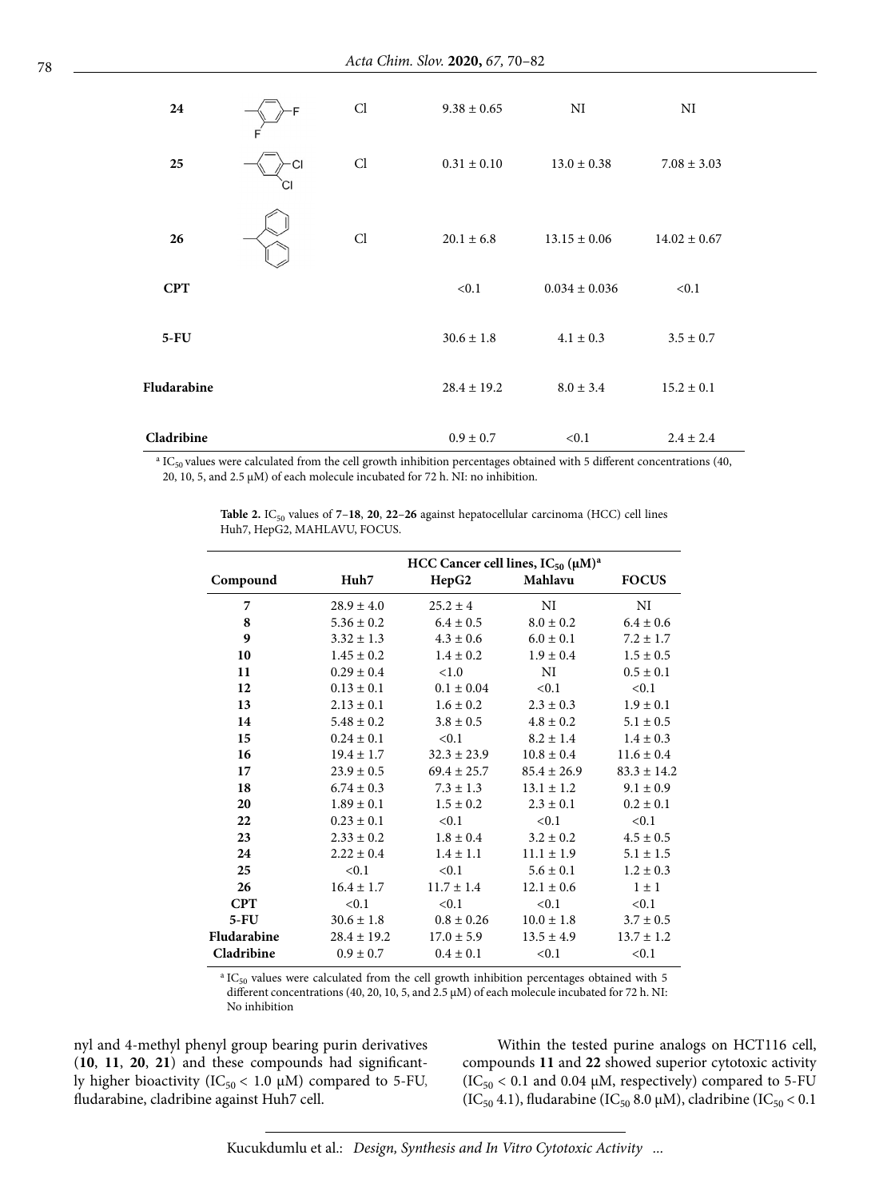| 24 | 2,4-difluorophenyl | Cl | 9.38 ± 0.65 | NI | NI |
|---|---|---|---|---|---|
| 25 | 3,4-dichlorophenyl | Cl | 0.31 ± 0.10 | 13.0 ± 0.38 | 7.08 ± 3.03 |
| 26 | diphenylmethyl | Cl | 20.1 ± 6.8 | 13.15 ± 0.06 | 14.02 ± 0.67 |
| **CPT** | | | <0.1 | 0.034 ± 0.036 | <0.1 |
| **5-FU** | | | 30.6 ± 1.8 | 4.1 ± 0.3 | 3.5 ± 0.7 |
| **Fludarabine** | | | 28.4 ± 19.2 | 8.0 ± 3.4 | 15.2 ± 0.1 |
| **Cladribine** | | | 0.9 ± 0.7 | <0.1 | 2.4 ± 2.4 |

[a] $IC_{50}$ values were calculated from the cell growth inhibition percentages obtained with 5 different concentrations (40, 20, 10, 5, and 2.5 μM) of each molecule incubated for 72 h. NI: no inhibition.

**Table 2.** $IC_{50}$ values of **7–18**, **20**, **22–26** against hepatocellular carcinoma (HCC) cell lines Huh7, HepG2, MAHLAVU, FOCUS.

| | HCC Cancer cell lines, $IC_{50}$ (μM)[a] | | | |
|---|---|---|---|---|
| **Compound** | **Huh7** | **HepG2** | **Mahlavu** | **FOCUS** |
| **7** | 28.9 ± 4.0 | 25.2 ± 4 | NI | NI |
| **8** | 5.36 ± 0.2 | 6.4 ± 0.5 | 8.0 ± 0.2 | 6.4 ± 0.6 |
| **9** | 3.32 ± 1.3 | 4.3 ± 0.6 | 6.0 ± 0.1 | 7.2 ± 1.7 |
| **10** | 1.45 ± 0.2 | 1.4 ± 0.2 | 1.9 ± 0.4 | 1.5 ± 0.5 |
| **11** | 0.29 ± 0.4 | <1.0 | NI | 0.5 ± 0.1 |
| **12** | 0.13 ± 0.1 | 0.1 ± 0.04 | <0.1 | <0.1 |
| **13** | 2.13 ± 0.1 | 1.6 ± 0.2 | 2.3 ± 0.3 | 1.9 ± 0.1 |
| **14** | 5.48 ± 0.2 | 3.8 ± 0.5 | 4.8 ± 0.2 | 5.1 ± 0.5 |
| **15** | 0.24 ± 0.1 | <0.1 | 8.2 ± 1.4 | 1.4 ± 0.3 |
| **16** | 19.4 ± 1.7 | 32.3 ± 23.9 | 10.8 ± 0.4 | 11.6 ± 0.4 |
| **17** | 23.9 ± 0.5 | 69.4 ± 25.7 | 85.4 ± 26.9 | 83.3 ± 14.2 |
| **18** | 6.74 ± 0.3 | 7.3 ± 1.3 | 13.1 ± 1.2 | 9.1 ± 0.9 |
| **20** | 1.89 ± 0.1 | 1.5 ± 0.2 | 2.3 ± 0.1 | 0.2 ± 0.1 |
| **22** | 0.23 ± 0.1 | <0.1 | <0.1 | <0.1 |
| **23** | 2.33 ± 0.2 | 1.8 ± 0.4 | 3.2 ± 0.2 | 4.5 ± 0.5 |
| **24** | 2.22 ± 0.4 | 1.4 ± 1.1 | 11.1 ± 1.9 | 5.1 ± 1.5 |
| **25** | <0.1 | <0.1 | 5.6 ± 0.1 | 1.2 ± 0.3 |
| **26** | 16.4 ± 1.7 | 11.7 ± 1.4 | 12.1 ± 0.6 | 1 ± 1 |
| **CPT** | <0.1 | <0.1 | <0.1 | <0.1 |
| **5-FU** | 30.6 ± 1.8 | 0.8 ± 0.26 | 10.0 ± 1.8 | 3.7 ± 0.5 |
| **Fludarabine** | 28.4 ± 19.2 | 17.0 ± 5.9 | 13.5 ± 4.9 | 13.7 ± 1.2 |
| **Cladribine** | 0.9 ± 0.7 | 0.4 ± 0.1 | <0.1 | <0.1 |

[a] $IC_{50}$ values were calculated from the cell growth inhibition percentages obtained with 5 different concentrations (40, 20, 10, 5, and 2.5 μM) of each molecule incubated for 72 h. NI: No inhibition

nyl and 4-methyl phenyl group bearing purin derivatives (**10**, **11**, **20**, **21**) and these compounds had significantly higher bioactivity ($IC_{50}$ < 1.0 μM) compared to 5-FU, fludarabine, cladribine against Huh7 cell.

Within the tested purine analogs on HCT116 cell, compounds **11** and **22** showed superior cytotoxic activity ($IC_{50}$ < 0.1 and 0.04 μM, respectively) compared to 5-FU ($IC_{50}$ 4.1), fludarabine ($IC_{50}$ 8.0 μM), cladribine ($IC_{50}$ < 0.1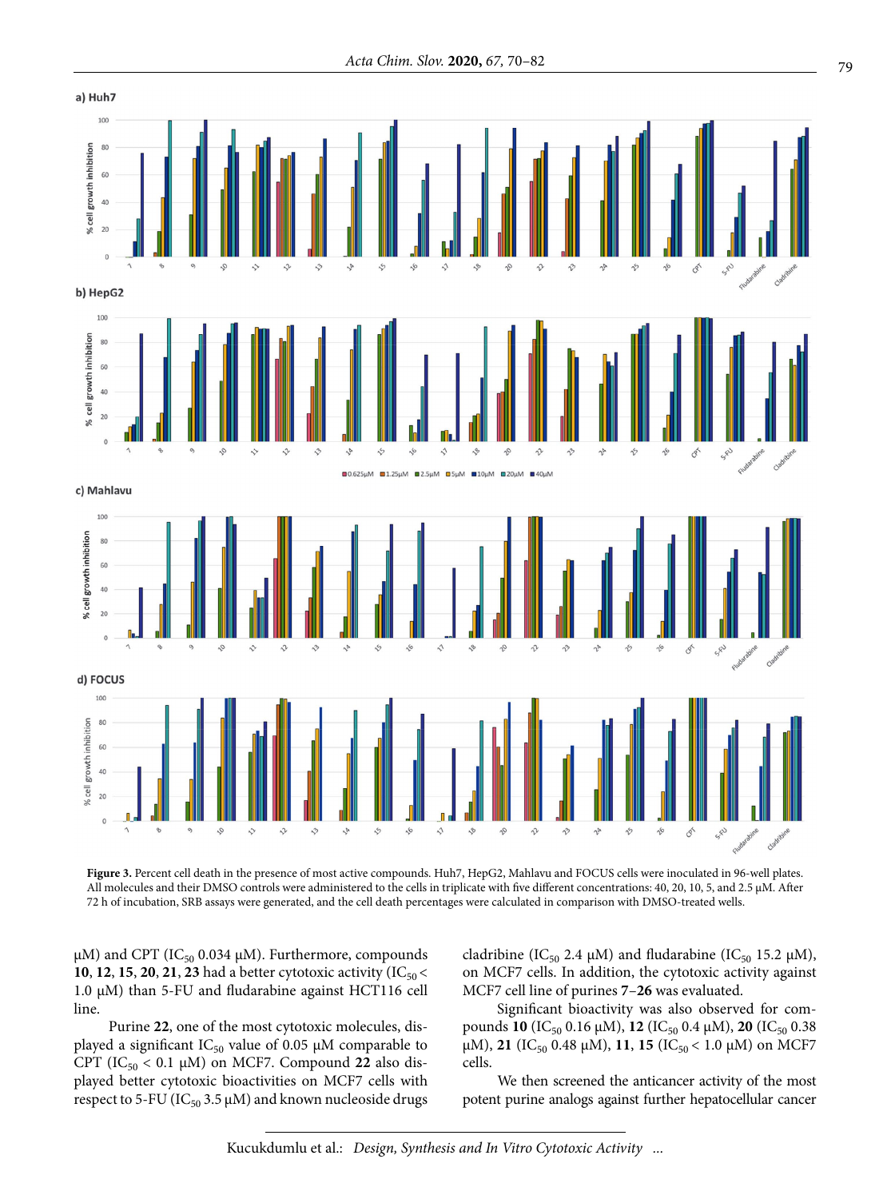**Figure 3.** Percent cell death in the presence of most active compounds. Huh7, HepG2, Mahlavu and FOCUS cells were inoculated in 96-well plates. All molecules and their DMSO controls were administered to the cells in triplicate with five different concentrations: 40, 20, 10, 5, and 2.5 μM. After 72 h of incubation, SRB assays were generated, and the cell death percentages were calculated in comparison with DMSO-treated wells.

μM) and CPT ($IC_{50}$ 0.034 μM). Furthermore, compounds **10**, **12**, **15**, **20**, **21**, **23** had a better cytotoxic activity ($IC_{50}$ < 1.0 μM) than 5-FU and fludarabine against HCT116 cell line.

Purine **22**, one of the most cytotoxic molecules, displayed a significant $IC_{50}$ value of 0.05 μM comparable to CPT ($IC_{50}$ < 0.1 μM) on MCF7. Compound **22** also displayed better cytotoxic bioactivities on MCF7 cells with respect to 5-FU ($IC_{50}$ 3.5 μM) and known nucleoside drugs cladribine ($IC_{50}$ 2.4 μM) and fludarabine ($IC_{50}$ 15.2 μM), on MCF7 cells. In addition, the cytotoxic activity against MCF7 cell line of purines **7**–**26** was evaluated.

Significant bioactivity was also observed for compounds **10** ($IC_{50}$ 0.16 μM), **12** ($IC_{50}$ 0.4 μM), **20** ($IC_{50}$ 0.38 μM), **21** ($IC_{50}$ 0.48 μM), **11**, **15** ($IC_{50}$ < 1.0 μM) on MCF7 cells.

We then screened the anticancer activity of the most potent purine analogs against further hepatocellular cancer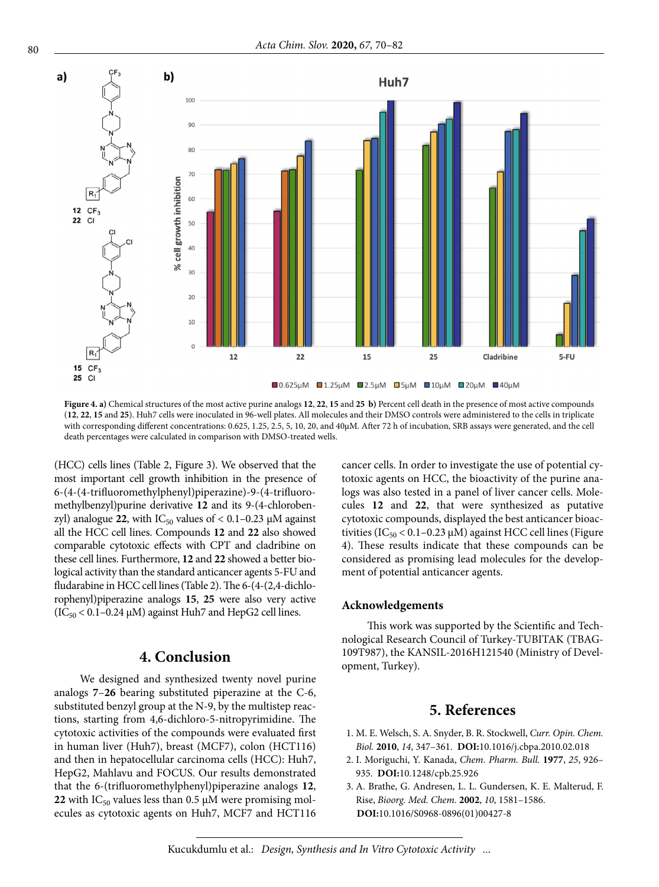**Figure 4. a)** Chemical structures of the most active purine analogs **12**, **22**, **15** and **25** **b)** Percent cell death in the presence of most active compounds (**12**, **22**, **15** and **25**). Huh7 cells were inoculated in 96-well plates. All molecules and their DMSO controls were administered to the cells in triplicate with corresponding different concentrations: 0.625, 1.25, 2.5, 5, 10, 20, and 40μM. After 72 h of incubation, SRB assays were generated, and the cell death percentages were calculated in comparison with DMSO-treated wells.

(HCC) cells lines (Table 2, Figure 3). We observed that the most important cell growth inhibition in the presence of 6-(4-(4-trifluoromethylphenyl)piperazine)-9-(4-trifluoromethylbenzyl)purine derivative **12** and its 9-(4-chlorobenzyl) analogue **22**, with $IC_{50}$ values of < 0.1–0.23 μM against all the HCC cell lines. Compounds **12** and **22** also showed comparable cytotoxic effects with CPT and cladribine on these cell lines. Furthermore, **12** and **22** showed a better biological activity than the standard anticancer agents 5-FU and fludarabine in HCC cell lines (Table 2). The 6-(4-(2,4-dichlorophenyl)piperazine analogs **15**, **25** were also very active ($IC_{50}$ < 0.1–0.24 μM) against Huh7 and HepG2 cell lines.

## 4. Conclusion

We designed and synthesized twenty novel purine analogs **7**–**26** bearing substituted piperazine at the C-6, substituted benzyl group at the N-9, by the multistep reactions, starting from 4,6-dichloro-5-nitropyrimidine. The cytotoxic activities of the compounds were evaluated first in human liver (Huh7), breast (MCF7), colon (HCT116) and then in hepatocellular carcinoma cells (HCC): Huh7, HepG2, Mahlavu and FOCUS. Our results demonstrated that the 6-(trifluoromethylphenyl)piperazine analogs **12**, **22** with $IC_{50}$ values less than 0.5 μM were promising molecules as cytotoxic agents on Huh7, MCF7 and HCT116 cancer cells. In order to investigate the use of potential cytotoxic agents on HCC, the bioactivity of the purine analogs was also tested in a panel of liver cancer cells. Molecules **12** and **22**, that were synthesized as putative cytotoxic compounds, displayed the best anticancer bioactivities ($IC_{50}$ < 0.1–0.23 μM) against HCC cell lines (Figure 4). These results indicate that these compounds can be considered as promising lead molecules for the development of potential anticancer agents.

## Acknowledgements

This work was supported by the Scientific and Technological Research Council of Turkey-TUBITAK (TBAG-109T987), the KANSIL-2016H121540 (Ministry of Development, Turkey).

## 5. References

1. M. E. Welsch, S. A. Snyder, B. R. Stockwell, *Curr. Opin. Chem. Biol.* **2010**, *14*, 347–361. **DOI:**10.1016/j.cbpa.2010.02.018
2. I. Moriguchi, Y. Kanada, *Chem. Pharm. Bull.* **1977**, *25*, 926–935. **DOI:**10.1248/cpb.25.926
3. A. Brathe, G. Andresen, L. L. Gundersen, K. E. Malterud, F. Rise, *Bioorg. Med. Chem.* **2002**, *10*, 1581–1586. **DOI:**10.1016/S0968-0896(01)00427-8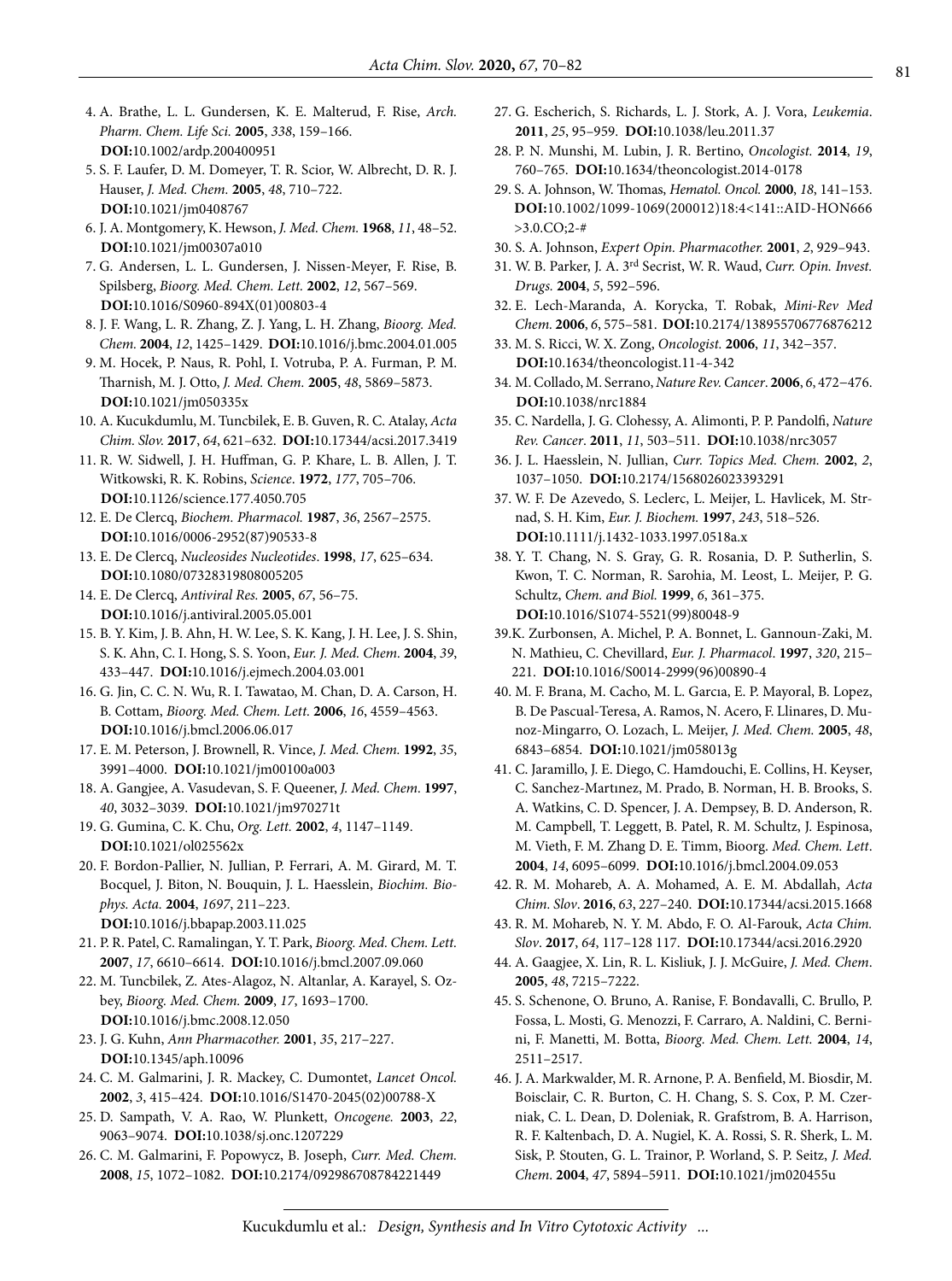4. A. Brathe, L. L. Gundersen, K. E. Malterud, F. Rise, *Arch. Pharm. Chem. Life Sci.* **2005**, *338*, 159–166. **DOI:**10.1002/ardp.200400951
5. S. F. Laufer, D. M. Domeyer, T. R. Scior, W. Albrecht, D. R. J. Hauser, *J. Med. Chem.* **2005**, *48*, 710–722. **DOI:**10.1021/jm0408767
6. J. A. Montgomery, K. Hewson, *J. Med. Chem.* **1968**, *11*, 48–52. **DOI:**10.1021/jm00307a010
7. G. Andersen, L. L. Gundersen, J. Nissen-Meyer, F. Rise, B. Spilsberg, *Bioorg. Med. Chem. Lett.* **2002**, *12*, 567–569. **DOI:**10.1016/S0960-894X(01)00803-4
8. J. F. Wang, L. R. Zhang, Z. J. Yang, L. H. Zhang, *Bioorg. Med. Chem.* **2004**, *12*, 1425–1429. **DOI:**10.1016/j.bmc.2004.01.005
9. M. Hocek, P. Naus, R. Pohl, I. Votruba, P. A. Furman, P. M. Tharnish, M. J. Otto, *J. Med. Chem.* **2005**, *48*, 5869–5873. **DOI:**10.1021/jm050335x
10. A. Kucukdumlu, M. Tuncbilek, E. B. Guven, R. C. Atalay, *Acta Chim. Slov.* **2017**, *64*, 621–632. **DOI:**10.17344/acsi.2017.3419
11. R. W. Sidwell, J. H. Huffman, G. P. Khare, L. B. Allen, J. T. Witkowski, R. K. Robins, *Science*. **1972**, *177*, 705–706. **DOI:**10.1126/science.177.4050.705
12. E. De Clercq, *Biochem. Pharmacol.* **1987**, *36*, 2567–2575. **DOI:**10.1016/0006-2952(87)90533-8
13. E. De Clercq, *Nucleosides Nucleotides*. **1998**, *17*, 625–634. **DOI:**10.1080/07328319808005205
14. E. De Clercq, *Antiviral Res.* **2005**, *67*, 56–75. **DOI:**10.1016/j.antiviral.2005.05.001
15. B. Y. Kim, J. B. Ahn, H. W. Lee, S. K. Kang, J. H. Lee, J. S. Shin, S. K. Ahn, C. I. Hong, S. S. Yoon, *Eur. J. Med. Chem.* **2004**, *39*, 433–447. **DOI:**10.1016/j.ejmech.2004.03.001
16. G. Jin, C. C. N. Wu, R. I. Tawatao, M. Chan, D. A. Carson, H. B. Cottam, *Bioorg. Med. Chem. Lett.* **2006**, *16*, 4559–4563. **DOI:**10.1016/j.bmcl.2006.06.017
17. E. M. Peterson, J. Brownell, R. Vince, *J. Med. Chem.* **1992**, *35*, 3991–4000. **DOI:**10.1021/jm00100a003
18. A. Gangjee, A. Vasudevan, S. F. Queener, *J. Med. Chem.* **1997**, *40*, 3032–3039. **DOI:**10.1021/jm970271t
19. G. Gumina, C. K. Chu, *Org. Lett.* **2002**, *4*, 1147–1149. **DOI:**10.1021/ol025562x
20. F. Bordon-Pallier, N. Jullian, P. Ferrari, A. M. Girard, M. T. Bocquel, J. Biton, N. Bouquin, J. L. Haesslein, *Biochim. Biophys. Acta.* **2004**, *1697*, 211–223. **DOI:**10.1016/j.bbapap.2003.11.025
21. P. R. Patel, C. Ramalingan, Y. T. Park, *Bioorg. Med. Chem. Lett.* **2007**, *17*, 6610–6614. **DOI:**10.1016/j.bmcl.2007.09.060
22. M. Tuncbilek, Z. Ates-Alagoz, N. Altanlar, A. Karayel, S. Ozbey, *Bioorg. Med. Chem.* **2009**, *17*, 1693–1700. **DOI:**10.1016/j.bmc.2008.12.050
23. J. G. Kuhn, *Ann Pharmacother.* **2001**, *35*, 217–227. **DOI:**10.1345/aph.10096
24. C. M. Galmarini, J. R. Mackey, C. Dumontet, *Lancet Oncol.* **2002**, *3*, 415–424. **DOI:**10.1016/S1470-2045(02)00788-X
25. D. Sampath, V. A. Rao, W. Plunkett, *Oncogene.* **2003**, *22*, 9063–9074. **DOI:**10.1038/sj.onc.1207229
26. C. M. Galmarini, F. Popowycz, B. Joseph, *Curr. Med. Chem.* **2008**, *15*, 1072–1082. **DOI:**10.2174/092986708784221449
27. G. Escherich, S. Richards, L. J. Stork, A. J. Vora, *Leukemia*. **2011**, *25*, 95–959. **DOI:**10.1038/leu.2011.37
28. P. N. Munshi, M. Lubin, J. R. Bertino, *Oncologist.* **2014**, *19*, 760–765. **DOI:**10.1634/theoncologist.2014-0178
29. S. A. Johnson, W. Thomas, *Hematol. Oncol.* **2000**, *18*, 141–153. **DOI:**10.1002/1099-1069(200012)18:4<141::AID-HON666>3.0.CO;2-#
30. S. A. Johnson, *Expert Opin. Pharmacother.* **2001**, *2*, 929–943.
31. W. B. Parker, J. A. 3rd Secrist, W. R. Waud, *Curr. Opin. Invest. Drugs.* **2004**, *5*, 592–596.
32. E. Lech-Maranda, A. Korycka, T. Robak, *Mini-Rev Med Chem.* **2006**, *6*, 575–581. **DOI:**10.2174/138955706776876212
33. M. S. Ricci, W. X. Zong, *Oncologist.* **2006**, *11*, 342–357. **DOI:**10.1634/theoncologist.11-4-342
34. M. Collado, M. Serrano, *Nature Rev. Cancer*. **2006**, *6*, 472–476. **DOI:**10.1038/nrc1884
35. C. Nardella, J. G. Clohessy, A. Alimonti, P. P. Pandolfi, *Nature Rev. Cancer*. **2011**, *11*, 503–511. **DOI:**10.1038/nrc3057
36. J. L. Haesslein, N. Jullian, *Curr. Topics Med. Chem.* **2002**, *2*, 1037–1050. **DOI:**10.2174/1568026023393291
37. W. F. De Azevedo, S. Leclerc, L. Meijer, L. Havlicek, M. Strnad, S. H. Kim, *Eur. J. Biochem.* **1997**, *243*, 518–526. **DOI:**10.1111/j.1432-1033.1997.0518a.x
38. Y. T. Chang, N. S. Gray, G. R. Rosania, D. P. Sutherlin, S. Kwon, T. C. Norman, R. Sarohia, M. Leost, L. Meijer, P. G. Schultz, *Chem. and Biol.* **1999**, *6*, 361–375. **DOI:**10.1016/S1074-5521(99)80048-9
39. K. Zurbonsen, A. Michel, P. A. Bonnet, L. Gannoun-Zaki, M. N. Mathieu, C. Chevillard, *Eur. J. Pharmacol.* **1997**, *320*, 215–221. **DOI:**10.1016/S0014-2999(96)00890-4
40. M. F. Brana, M. Cacho, M. L. Garcıa, E. P. Mayoral, B. Lopez, B. De Pascual-Teresa, A. Ramos, N. Acero, F. Llinares, D. Munoz-Mingarro, O. Lozach, L. Meijer, *J. Med. Chem.* **2005**, *48*, 6843–6854. **DOI:**10.1021/jm058013g
41. C. Jaramillo, J. E. Diego, C. Hamdouchi, E. Collins, H. Keyser, C. Sanchez-Martınez, M. Prado, B. Norman, H. B. Brooks, S. A. Watkins, C. D. Spencer, J. A. Dempsey, B. D. Anderson, R. M. Campbell, T. Leggett, B. Patel, R. M. Schultz, J. Espinosa, M. Vieth, F. M. Zhang D. E. Timm, Bioorg. *Med. Chem. Lett*. **2004**, *14*, 6095–6099. **DOI:**10.1016/j.bmcl.2004.09.053
42. R. M. Mohareb, A. A. Mohamed, A. E. M. Abdallah, *Acta Chim. Slov*. **2016**, *63*, 227–240. **DOI:**10.17344/acsi.2015.1668
43. R. M. Mohareb, N. Y. M. Abdo, F. O. Al-Farouk, *Acta Chim. Slov*. **2017**, *64*, 117–128 117. **DOI:**10.17344/acsi.2016.2920
44. A. Gaagjee, X. Lin, R. L. Kisliuk, J. J. McGuire, *J. Med. Chem*. **2005**, *48*, 7215–7222.
45. S. Schenone, O. Bruno, A. Ranise, F. Bondavalli, C. Brullo, P. Fossa, L. Mosti, G. Menozzi, F. Carraro, A. Naldini, C. Bernini, F. Manetti, M. Botta, *Bioorg. Med. Chem. Lett.* **2004**, *14*, 2511–2517.
46. J. A. Markwalder, M. R. Arnone, P. A. Benfield, M. Biosdir, M. Boisclair, C. R. Burton, C. H. Chang, S. S. Cox, P. M. Czerniak, C. L. Dean, D. Doleniak, R. Grafstrom, B. A. Harrison, R. F. Kaltenbach, D. A. Nugiel, K. A. Rossi, S. R. Sherk, L. M. Sisk, P. Stouten, G. L. Trainor, P. Worland, S. P. Seitz, *J. Med. Chem*. **2004**, *47*, 5894–5911. **DOI:**10.1021/jm020455u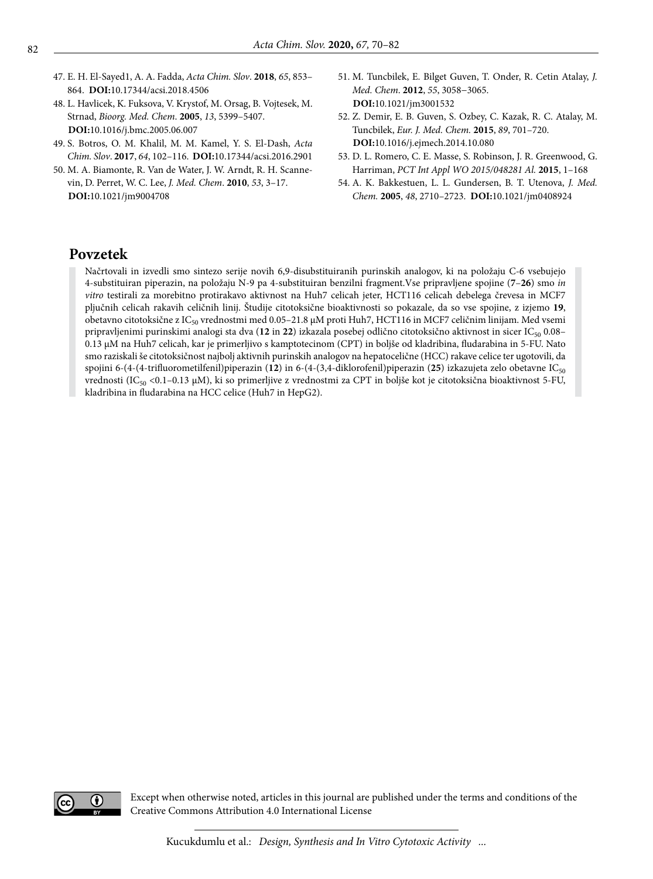47. E. H. El-Sayed1, A. A. Fadda, *Acta Chim. Slov*. **2018**, *65*, 853–864. **DOI:**10.17344/acsi.2018.4506
48. L. Havlicek, K. Fuksova, V. Krystof, M. Orsag, B. Vojtesek, M. Strnad, *Bioorg. Med. Chem*. **2005**, *13*, 5399–5407. **DOI:**10.1016/j.bmc.2005.06.007
49. S. Botros, O. M. Khalil, M. M. Kamel, Y. S. El-Dash, *Acta Chim. Slov*. **2017**, *64*, 102–116. **DOI:**10.17344/acsi.2016.2901
50. M. A. Biamonte, R. Van de Water, J. W. Arndt, R. H. Scannevin, D. Perret, W. C. Lee, *J. Med. Chem*. **2010**, *53*, 3–17. **DOI:**10.1021/jm9004708
51. M. Tuncbilek, E. Bilget Guven, T. Onder, R. Cetin Atalay, *J. Med. Chem*. **2012**, *55*, 3058−3065. **DOI:**10.1021/jm3001532
52. Z. Demir, E. B. Guven, S. Ozbey, C. Kazak, R. C. Atalay, M. Tuncbilek, *Eur. J. Med. Chem.* **2015**, *89*, 701–720. **DOI:**10.1016/j.ejmech.2014.10.080
53. D. L. Romero, C. E. Masse, S. Robinson, J. R. Greenwood, G. Harriman, *PCT Int Appl WO 2015/048281 Al.* **2015**, 1–168
54. A. K. Bakkestuen, L. L. Gundersen, B. T. Utenova, *J. Med. Chem.* **2005**, *48*, 2710–2723. **DOI:**10.1021/jm0408924

## Povzetek

Načrtovali in izvedli smo sintezo serije novih 6,9-disubstituiranih purinskih analogov, ki na položaju C-6 vsebujejo 4-substituiran piperazin, na položaju N-9 pa 4-substituiran benzilni fragment.Vse pripravljene spojine (**7**–**26**) smo *in vitro* testirali za morebitno protirakavo aktivnost na Huh7 celicah jeter, HCT116 celicah debelega črevesa in MCF7 pljučnih celicah rakavih celičnih linij. Študije citotoksične bioaktivnosti so pokazale, da so vse spojine, z izjemo **19**, obetavno citotoksične z $IC_{50}$ vrednostmi med 0.05–21.8 µM proti Huh7, HCT116 in MCF7 celičnim linijam. Med vsemi pripravljenimi purinskimi analogi sta dva (**12** in **22**) izkazala posebej odlično citotoksično aktivnost in sicer $IC_{50}$ 0.08–0.13 µM na Huh7 celicah, kar je primerljivo s kamptotecinom (CPT) in boljše od kladribina, fludarabina in 5-FU. Nato smo raziskali še citotoksičnost najbolj aktivnih purinskih analogov na hepatocelične (HCC) rakave celice ter ugotovili, da spojini 6-(4-(4-trifluorometilfenil)piperazin (**12**) in 6-(4-(3,4-diklorofenil)piperazin (**25**) izkazujeta zelo obetavne $IC_{50}$ vrednosti ($IC_{50}$ <0.1–0.13 µM), ki so primerljive z vrednostmi za CPT in boljše kot je citotoksična bioaktivnost 5-FU, kladribina in fludarabina na HCC celice (Huh7 in HepG2).

Except when otherwise noted, articles in this journal are published under the terms and conditions of the Creative Commons Attribution 4.0 International License